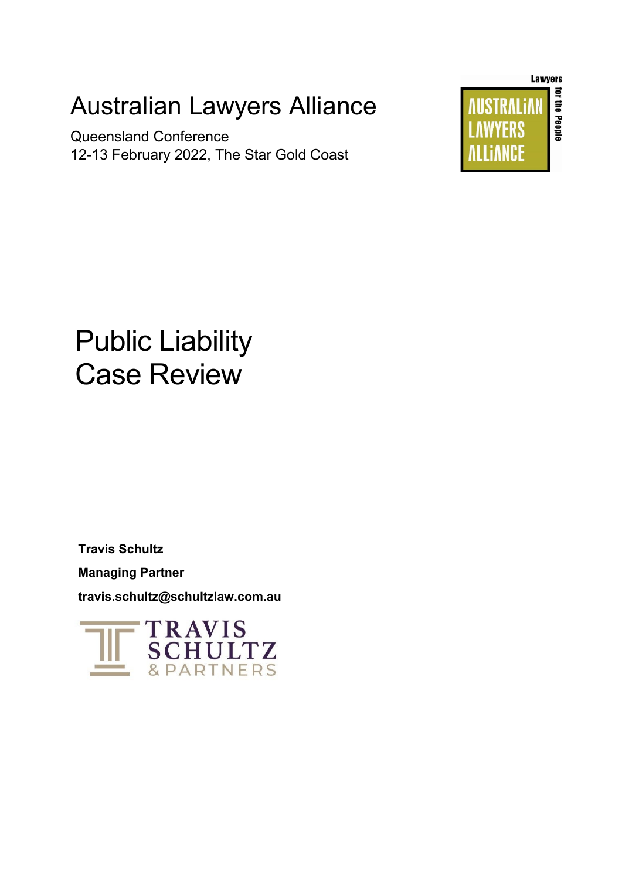# Australian Lawyers Alliance

Queensland Conference
12-13 February 2022, The Star Gold Coast

# Public Liability Case Review

**Travis Schultz**

**Managing Partner**

**travis.schultz@schultzlaw.com.au**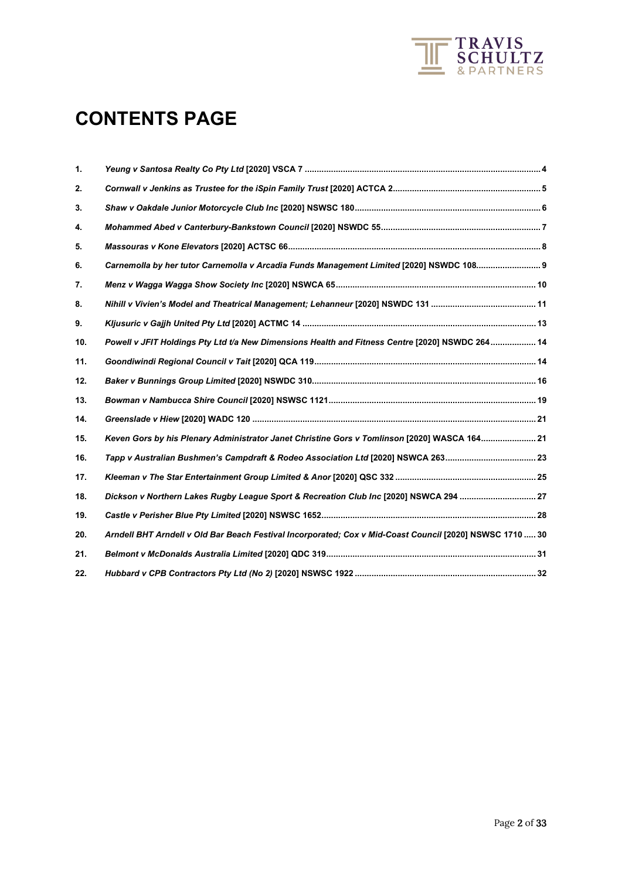# CONTENTS PAGE

| | | |
|---|---|---|
| 1. | *Yeung v Santosa Realty Co Pty Ltd* [2020] VSCA 7 | 4 |
| 2. | *Cornwall v Jenkins as Trustee for the iSpin Family Trust* [2020] ACTCA 2 | 5 |
| 3. | *Shaw v Oakdale Junior Motorcycle Club Inc* [2020] NSWSC 180 | 6 |
| 4. | *Mohammed Abed v Canterbury-Bankstown Council* [2020] NSWDC 55 | 7 |
| 5. | *Massouras v Kone Elevators* [2020] ACTSC 66 | 8 |
| 6. | *Carnemolla by her tutor Carnemolla v Arcadia Funds Management Limited* [2020] NSWDC 108 | 9 |
| 7. | *Menz v Wagga Wagga Show Society Inc* [2020] NSWCA 65 | 10 |
| 8. | *Nihill v Vivien's Model and Theatrical Management; Lehanneur* [2020] NSWDC 131 | 11 |
| 9. | *Kljusuric v Gajjh United Pty Ltd* [2020] ACTMC 14 | 13 |
| 10. | *Powell v JFIT Holdings Pty Ltd t/a New Dimensions Health and Fitness Centre* [2020] NSWDC 264 | 14 |
| 11. | *Goondiwindi Regional Council v Tait* [2020] QCA 119 | 14 |
| 12. | *Baker v Bunnings Group Limited* [2020] NSWDC 310 | 16 |
| 13. | *Bowman v Nambucca Shire Council* [2020] NSWSC 1121 | 19 |
| 14. | *Greenslade v Hiew* [2020] WADC 120 | 21 |
| 15. | *Keven Gors by his Plenary Administrator Janet Christine Gors v Tomlinson* [2020] WASCA 164 | 21 |
| 16. | *Tapp v Australian Bushmen's Campdraft & Rodeo Association Ltd* [2020] NSWCA 263 | 23 |
| 17. | *Kleeman v The Star Entertainment Group Limited & Anor* [2020] QSC 332 | 25 |
| 18. | *Dickson v Northern Lakes Rugby League Sport & Recreation Club Inc* [2020] NSWCA 294 | 27 |
| 19. | *Castle v Perisher Blue Pty Limited* [2020] NSWSC 1652 | 28 |
| 20. | *Arndell BHT Arndell v Old Bar Beach Festival Incorporated; Cox v Mid-Coast Council* [2020] NSWSC 1710 | 30 |
| 21. | *Belmont v McDonalds Australia Limited* [2020] QDC 319 | 31 |
| 22. | *Hubbard v CPB Contractors Pty Ltd (No 2)* [2020] NSWSC 1922 | 32 |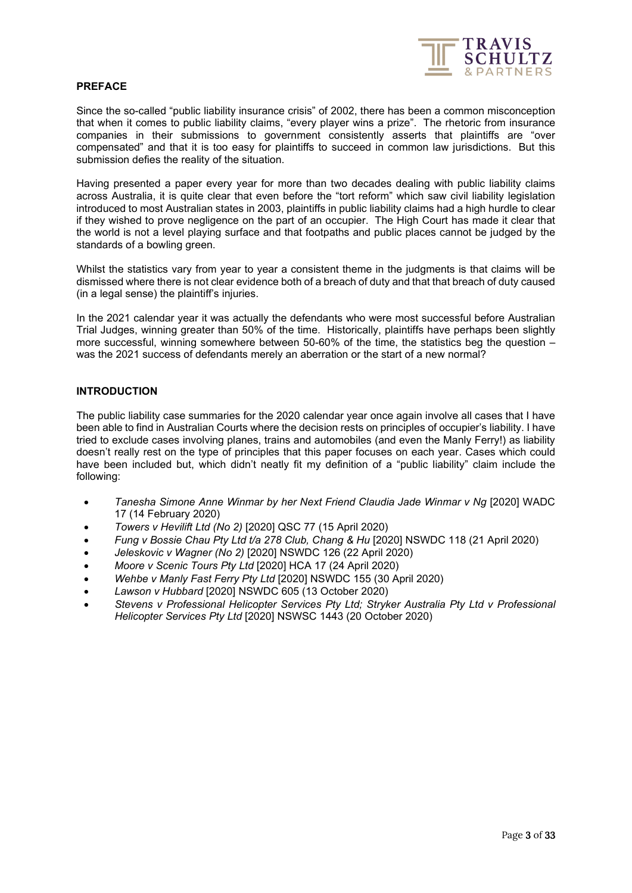## PREFACE

Since the so-called "public liability insurance crisis" of 2002, there has been a common misconception that when it comes to public liability claims, "every player wins a prize". The rhetoric from insurance companies in their submissions to government consistently asserts that plaintiffs are "over compensated" and that it is too easy for plaintiffs to succeed in common law jurisdictions. But this submission defies the reality of the situation.

Having presented a paper every year for more than two decades dealing with public liability claims across Australia, it is quite clear that even before the "tort reform" which saw civil liability legislation introduced to most Australian states in 2003, plaintiffs in public liability claims had a high hurdle to clear if they wished to prove negligence on the part of an occupier. The High Court has made it clear that the world is not a level playing surface and that footpaths and public places cannot be judged by the standards of a bowling green.

Whilst the statistics vary from year to year a consistent theme in the judgments is that claims will be dismissed where there is not clear evidence both of a breach of duty and that that breach of duty caused (in a legal sense) the plaintiff's injuries.

In the 2021 calendar year it was actually the defendants who were most successful before Australian Trial Judges, winning greater than 50% of the time. Historically, plaintiffs have perhaps been slightly more successful, winning somewhere between 50-60% of the time, the statistics beg the question – was the 2021 success of defendants merely an aberration or the start of a new normal?

## INTRODUCTION

The public liability case summaries for the 2020 calendar year once again involve all cases that I have been able to find in Australian Courts where the decision rests on principles of occupier's liability. I have tried to exclude cases involving planes, trains and automobiles (and even the Manly Ferry!) as liability doesn't really rest on the type of principles that this paper focuses on each year. Cases which could have been included but, which didn't neatly fit my definition of a "public liability" claim include the following:

- *Tanesha Simone Anne Winmar by her Next Friend Claudia Jade Winmar v Ng* [2020] WADC 17 (14 February 2020)
- *Towers v Hevilift Ltd (No 2)* [2020] QSC 77 (15 April 2020)
- *Fung v Bossie Chau Pty Ltd t/a 278 Club, Chang & Hu* [2020] NSWDC 118 (21 April 2020)
- *Jeleskovic v Wagner (No 2)* [2020] NSWDC 126 (22 April 2020)
- *Moore v Scenic Tours Pty Ltd* [2020] HCA 17 (24 April 2020)
- *Wehbe v Manly Fast Ferry Pty Ltd* [2020] NSWDC 155 (30 April 2020)
- *Lawson v Hubbard* [2020] NSWDC 605 (13 October 2020)
- *Stevens v Professional Helicopter Services Pty Ltd; Stryker Australia Pty Ltd v Professional Helicopter Services Pty Ltd* [2020] NSWSC 1443 (20 October 2020)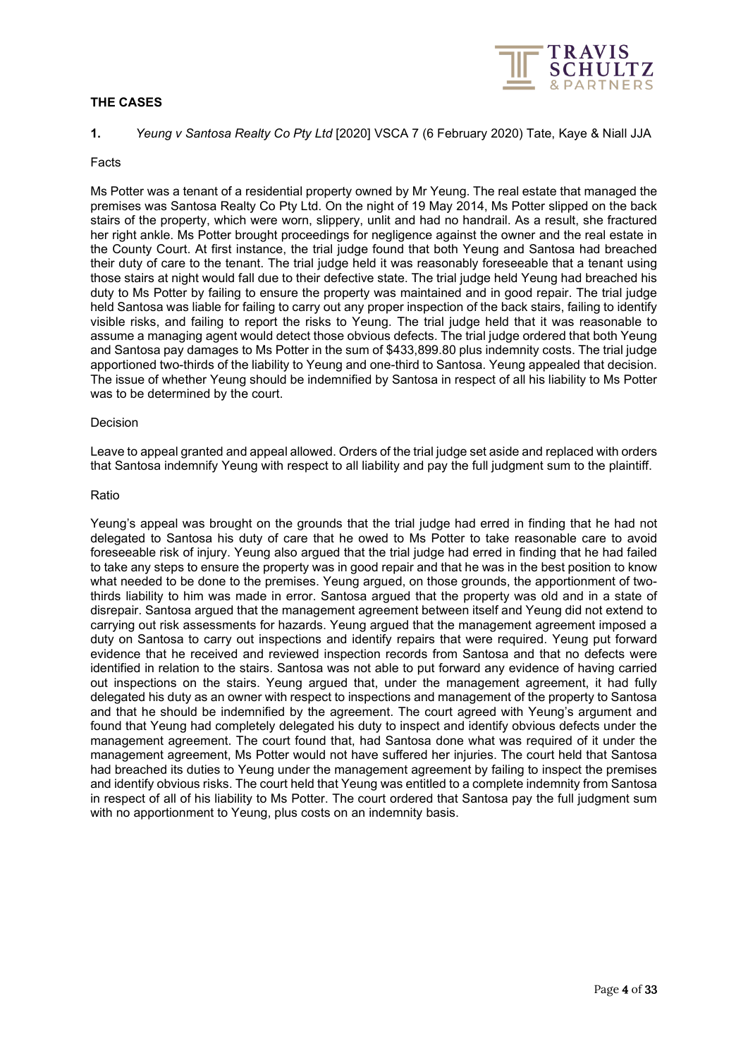## THE CASES

**1.** *Yeung v Santosa Realty Co Pty Ltd* [2020] VSCA 7 (6 February 2020) Tate, Kaye & Niall JJA

Facts

Ms Potter was a tenant of a residential property owned by Mr Yeung. The real estate that managed the premises was Santosa Realty Co Pty Ltd. On the night of 19 May 2014, Ms Potter slipped on the back stairs of the property, which were worn, slippery, unlit and had no handrail. As a result, she fractured her right ankle. Ms Potter brought proceedings for negligence against the owner and the real estate in the County Court. At first instance, the trial judge found that both Yeung and Santosa had breached their duty of care to the tenant. The trial judge held it was reasonably foreseeable that a tenant using those stairs at night would fall due to their defective state. The trial judge held Yeung had breached his duty to Ms Potter by failing to ensure the property was maintained and in good repair. The trial judge held Santosa was liable for failing to carry out any proper inspection of the back stairs, failing to identify visible risks, and failing to report the risks to Yeung. The trial judge held that it was reasonable to assume a managing agent would detect those obvious defects. The trial judge ordered that both Yeung and Santosa pay damages to Ms Potter in the sum of $433,899.80 plus indemnity costs. The trial judge apportioned two-thirds of the liability to Yeung and one-third to Santosa. Yeung appealed that decision. The issue of whether Yeung should be indemnified by Santosa in respect of all his liability to Ms Potter was to be determined by the court.

Decision

Leave to appeal granted and appeal allowed. Orders of the trial judge set aside and replaced with orders that Santosa indemnify Yeung with respect to all liability and pay the full judgment sum to the plaintiff.

Ratio

Yeung's appeal was brought on the grounds that the trial judge had erred in finding that he had not delegated to Santosa his duty of care that he owed to Ms Potter to take reasonable care to avoid foreseeable risk of injury. Yeung also argued that the trial judge had erred in finding that he had failed to take any steps to ensure the property was in good repair and that he was in the best position to know what needed to be done to the premises. Yeung argued, on those grounds, the apportionment of two-thirds liability to him was made in error. Santosa argued that the property was old and in a state of disrepair. Santosa argued that the management agreement between itself and Yeung did not extend to carrying out risk assessments for hazards. Yeung argued that the management agreement imposed a duty on Santosa to carry out inspections and identify repairs that were required. Yeung put forward evidence that he received and reviewed inspection records from Santosa and that no defects were identified in relation to the stairs. Santosa was not able to put forward any evidence of having carried out inspections on the stairs. Yeung argued that, under the management agreement, it had fully delegated his duty as an owner with respect to inspections and management of the property to Santosa and that he should be indemnified by the agreement. The court agreed with Yeung's argument and found that Yeung had completely delegated his duty to inspect and identify obvious defects under the management agreement. The court found that, had Santosa done what was required of it under the management agreement, Ms Potter would not have suffered her injuries. The court held that Santosa had breached its duties to Yeung under the management agreement by failing to inspect the premises and identify obvious risks. The court held that Yeung was entitled to a complete indemnity from Santosa in respect of all of his liability to Ms Potter. The court ordered that Santosa pay the full judgment sum with no apportionment to Yeung, plus costs on an indemnity basis.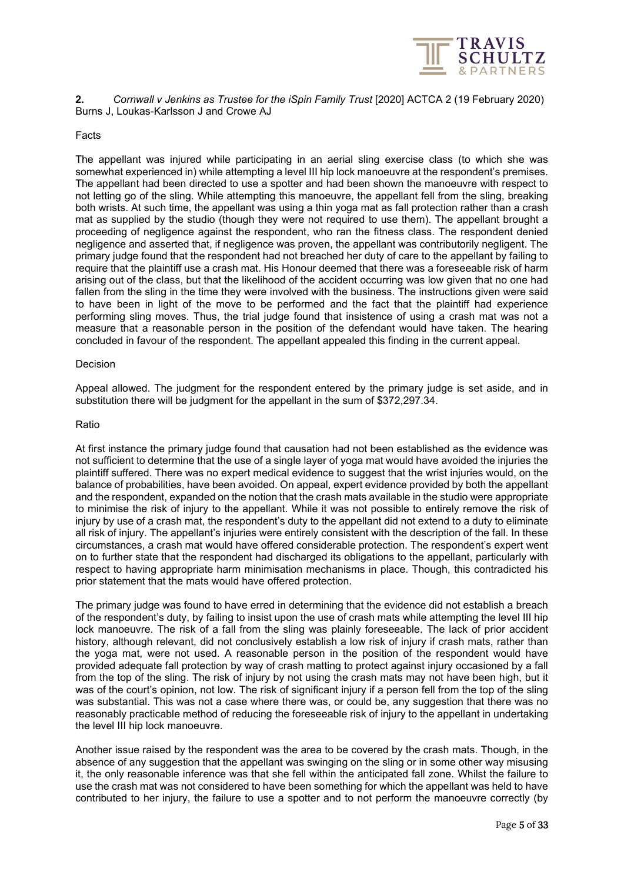**2.** *Cornwall v Jenkins as Trustee for the iSpin Family Trust* [2020] ACTCA 2 (19 February 2020) Burns J, Loukas-Karlsson J and Crowe AJ

Facts

The appellant was injured while participating in an aerial sling exercise class (to which she was somewhat experienced in) while attempting a level III hip lock manoeuvre at the respondent's premises. The appellant had been directed to use a spotter and had been shown the manoeuvre with respect to not letting go of the sling. While attempting this manoeuvre, the appellant fell from the sling, breaking both wrists. At such time, the appellant was using a thin yoga mat as fall protection rather than a crash mat as supplied by the studio (though they were not required to use them). The appellant brought a proceeding of negligence against the respondent, who ran the fitness class. The respondent denied negligence and asserted that, if negligence was proven, the appellant was contributorily negligent. The primary judge found that the respondent had not breached her duty of care to the appellant by failing to require that the plaintiff use a crash mat. His Honour deemed that there was a foreseeable risk of harm arising out of the class, but that the likelihood of the accident occurring was low given that no one had fallen from the sling in the time they were involved with the business. The instructions given were said to have been in light of the move to be performed and the fact that the plaintiff had experience performing sling moves. Thus, the trial judge found that insistence of using a crash mat was not a measure that a reasonable person in the position of the defendant would have taken. The hearing concluded in favour of the respondent. The appellant appealed this finding in the current appeal.

Decision

Appeal allowed. The judgment for the respondent entered by the primary judge is set aside, and in substitution there will be judgment for the appellant in the sum of $372,297.34.

Ratio

At first instance the primary judge found that causation had not been established as the evidence was not sufficient to determine that the use of a single layer of yoga mat would have avoided the injuries the plaintiff suffered. There was no expert medical evidence to suggest that the wrist injuries would, on the balance of probabilities, have been avoided. On appeal, expert evidence provided by both the appellant and the respondent, expanded on the notion that the crash mats available in the studio were appropriate to minimise the risk of injury to the appellant. While it was not possible to entirely remove the risk of injury by use of a crash mat, the respondent's duty to the appellant did not extend to a duty to eliminate all risk of injury. The appellant's injuries were entirely consistent with the description of the fall. In these circumstances, a crash mat would have offered considerable protection. The respondent's expert went on to further state that the respondent had discharged its obligations to the appellant, particularly with respect to having appropriate harm minimisation mechanisms in place. Though, this contradicted his prior statement that the mats would have offered protection.

The primary judge was found to have erred in determining that the evidence did not establish a breach of the respondent's duty, by failing to insist upon the use of crash mats while attempting the level III hip lock manoeuvre. The risk of a fall from the sling was plainly foreseeable. The lack of prior accident history, although relevant, did not conclusively establish a low risk of injury if crash mats, rather than the yoga mat, were not used. A reasonable person in the position of the respondent would have provided adequate fall protection by way of crash matting to protect against injury occasioned by a fall from the top of the sling. The risk of injury by not using the crash mats may not have been high, but it was of the court's opinion, not low. The risk of significant injury if a person fell from the top of the sling was substantial. This was not a case where there was, or could be, any suggestion that there was no reasonably practicable method of reducing the foreseeable risk of injury to the appellant in undertaking the level III hip lock manoeuvre.

Another issue raised by the respondent was the area to be covered by the crash mats. Though, in the absence of any suggestion that the appellant was swinging on the sling or in some other way misusing it, the only reasonable inference was that she fell within the anticipated fall zone. Whilst the failure to use the crash mat was not considered to have been something for which the appellant was held to have contributed to her injury, the failure to use a spotter and to not perform the manoeuvre correctly (by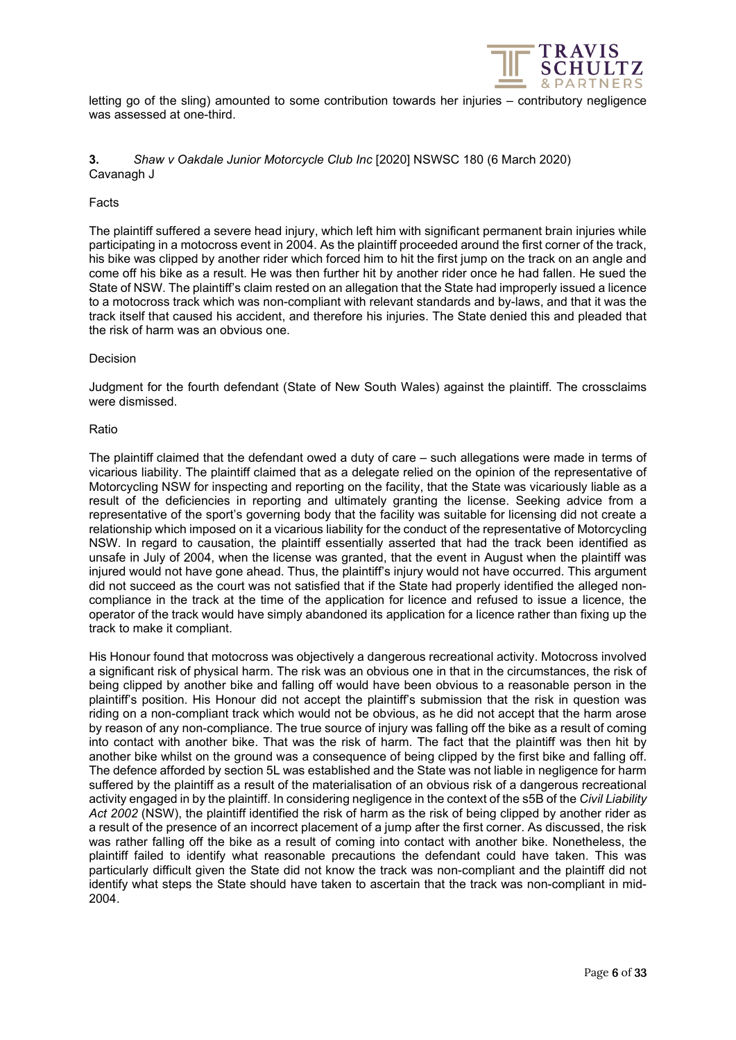letting go of the sling) amounted to some contribution towards her injuries – contributory negligence was assessed at one-third.

**3.** *Shaw v Oakdale Junior Motorcycle Club Inc* [2020] NSWSC 180 (6 March 2020)
Cavanagh J

Facts

The plaintiff suffered a severe head injury, which left him with significant permanent brain injuries while participating in a motocross event in 2004. As the plaintiff proceeded around the first corner of the track, his bike was clipped by another rider which forced him to hit the first jump on the track on an angle and come off his bike as a result. He was then further hit by another rider once he had fallen. He sued the State of NSW. The plaintiff's claim rested on an allegation that the State had improperly issued a licence to a motocross track which was non-compliant with relevant standards and by-laws, and that it was the track itself that caused his accident, and therefore his injuries. The State denied this and pleaded that the risk of harm was an obvious one.

Decision

Judgment for the fourth defendant (State of New South Wales) against the plaintiff. The crossclaims were dismissed.

Ratio

The plaintiff claimed that the defendant owed a duty of care – such allegations were made in terms of vicarious liability. The plaintiff claimed that as a delegate relied on the opinion of the representative of Motorcycling NSW for inspecting and reporting on the facility, that the State was vicariously liable as a result of the deficiencies in reporting and ultimately granting the license. Seeking advice from a representative of the sport's governing body that the facility was suitable for licensing did not create a relationship which imposed on it a vicarious liability for the conduct of the representative of Motorcycling NSW. In regard to causation, the plaintiff essentially asserted that had the track been identified as unsafe in July of 2004, when the license was granted, that the event in August when the plaintiff was injured would not have gone ahead. Thus, the plaintiff's injury would not have occurred. This argument did not succeed as the court was not satisfied that if the State had properly identified the alleged non-compliance in the track at the time of the application for licence and refused to issue a licence, the operator of the track would have simply abandoned its application for a licence rather than fixing up the track to make it compliant.

His Honour found that motocross was objectively a dangerous recreational activity. Motocross involved a significant risk of physical harm. The risk was an obvious one in that in the circumstances, the risk of being clipped by another bike and falling off would have been obvious to a reasonable person in the plaintiff's position. His Honour did not accept the plaintiff's submission that the risk in question was riding on a non-compliant track which would not be obvious, as he did not accept that the harm arose by reason of any non-compliance. The true source of injury was falling off the bike as a result of coming into contact with another bike. That was the risk of harm. The fact that the plaintiff was then hit by another bike whilst on the ground was a consequence of being clipped by the first bike and falling off. The defence afforded by section 5L was established and the State was not liable in negligence for harm suffered by the plaintiff as a result of the materialisation of an obvious risk of a dangerous recreational activity engaged in by the plaintiff. In considering negligence in the context of the s5B of the *Civil Liability Act 2002* (NSW), the plaintiff identified the risk of harm as the risk of being clipped by another rider as a result of the presence of an incorrect placement of a jump after the first corner. As discussed, the risk was rather falling off the bike as a result of coming into contact with another bike. Nonetheless, the plaintiff failed to identify what reasonable precautions the defendant could have taken. This was particularly difficult given the State did not know the track was non-compliant and the plaintiff did not identify what steps the State should have taken to ascertain that the track was non-compliant in mid-2004.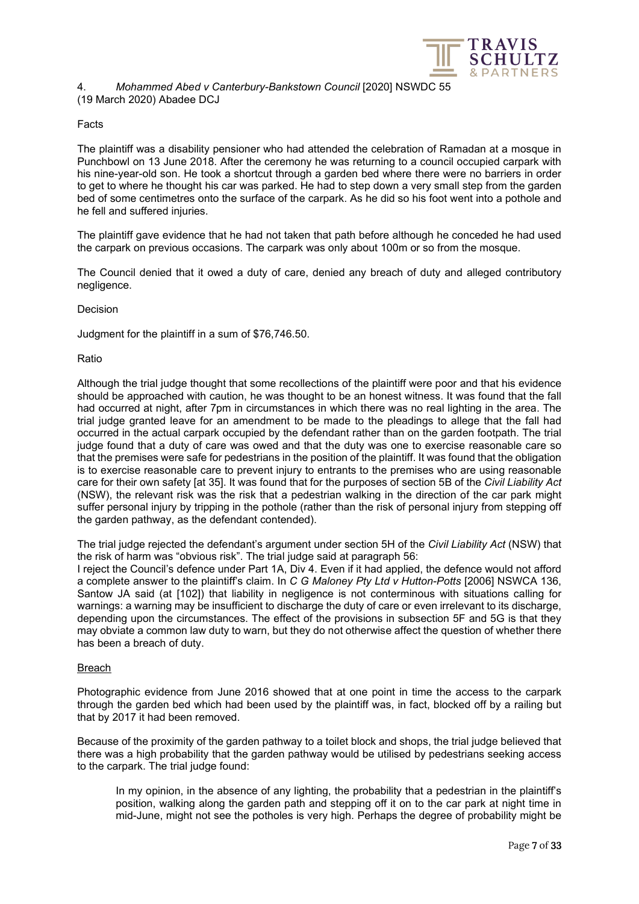4. *Mohammed Abed v Canterbury-Bankstown Council* [2020] NSWDC 55 (19 March 2020) Abadee DCJ

Facts

The plaintiff was a disability pensioner who had attended the celebration of Ramadan at a mosque in Punchbowl on 13 June 2018. After the ceremony he was returning to a council occupied carpark with his nine-year-old son. He took a shortcut through a garden bed where there were no barriers in order to get to where he thought his car was parked. He had to step down a very small step from the garden bed of some centimetres onto the surface of the carpark. As he did so his foot went into a pothole and he fell and suffered injuries.

The plaintiff gave evidence that he had not taken that path before although he conceded he had used the carpark on previous occasions. The carpark was only about 100m or so from the mosque.

The Council denied that it owed a duty of care, denied any breach of duty and alleged contributory negligence.

Decision

Judgment for the plaintiff in a sum of $76,746.50.

Ratio

Although the trial judge thought that some recollections of the plaintiff were poor and that his evidence should be approached with caution, he was thought to be an honest witness. It was found that the fall had occurred at night, after 7pm in circumstances in which there was no real lighting in the area. The trial judge granted leave for an amendment to be made to the pleadings to allege that the fall had occurred in the actual carpark occupied by the defendant rather than on the garden footpath. The trial judge found that a duty of care was owed and that the duty was one to exercise reasonable care so that the premises were safe for pedestrians in the position of the plaintiff. It was found that the obligation is to exercise reasonable care to prevent injury to entrants to the premises who are using reasonable care for their own safety [at 35]. It was found that for the purposes of section 5B of the *Civil Liability Act* (NSW), the relevant risk was the risk that a pedestrian walking in the direction of the car park might suffer personal injury by tripping in the pothole (rather than the risk of personal injury from stepping off the garden pathway, as the defendant contended).

The trial judge rejected the defendant's argument under section 5H of the *Civil Liability Act* (NSW) that the risk of harm was "obvious risk". The trial judge said at paragraph 56:

I reject the Council's defence under Part 1A, Div 4. Even if it had applied, the defence would not afford a complete answer to the plaintiff's claim. In *C G Maloney Pty Ltd v Hutton-Potts* [2006] NSWCA 136, Santow JA said (at [102]) that liability in negligence is not conterminous with situations calling for warnings: a warning may be insufficient to discharge the duty of care or even irrelevant to its discharge, depending upon the circumstances. The effect of the provisions in subsection 5F and 5G is that they may obviate a common law duty to warn, but they do not otherwise affect the question of whether there has been a breach of duty.

<u>Breach</u>

Photographic evidence from June 2016 showed that at one point in time the access to the carpark through the garden bed which had been used by the plaintiff was, in fact, blocked off by a railing but that by 2017 it had been removed.

Because of the proximity of the garden pathway to a toilet block and shops, the trial judge believed that there was a high probability that the garden pathway would be utilised by pedestrians seeking access to the carpark. The trial judge found:

> In my opinion, in the absence of any lighting, the probability that a pedestrian in the plaintiff's position, walking along the garden path and stepping off it on to the car park at night time in mid-June, might not see the potholes is very high. Perhaps the degree of probability might be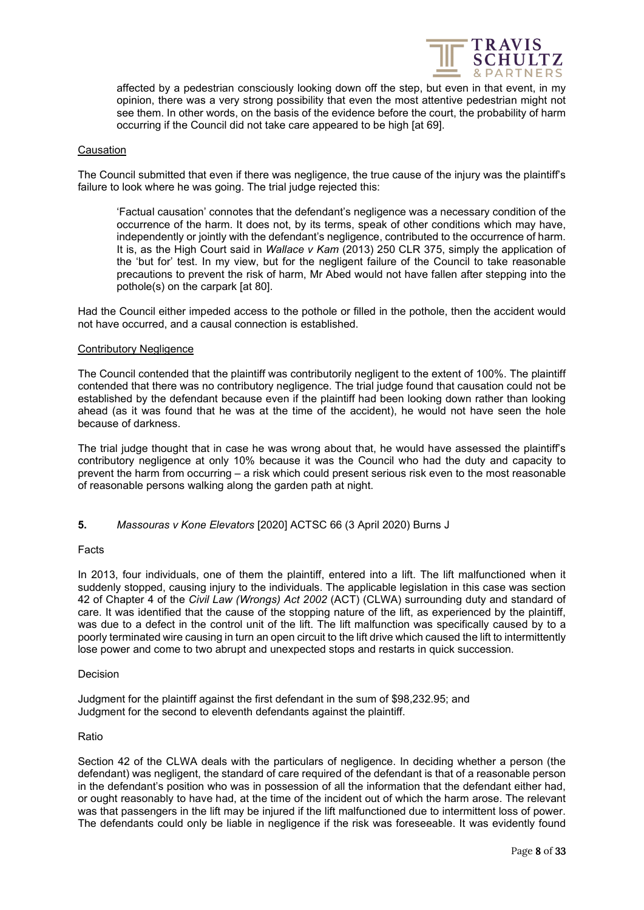> affected by a pedestrian consciously looking down off the step, but even in that event, in my opinion, there was a very strong possibility that even the most attentive pedestrian might not see them. In other words, on the basis of the evidence before the court, the probability of harm occurring if the Council did not take care appeared to be high [at 69].

Causation

The Council submitted that even if there was negligence, the true cause of the injury was the plaintiff's failure to look where he was going. The trial judge rejected this:

> 'Factual causation' connotes that the defendant's negligence was a necessary condition of the occurrence of the harm. It does not, by its terms, speak of other conditions which may have, independently or jointly with the defendant's negligence, contributed to the occurrence of harm. It is, as the High Court said in *Wallace v Kam* (2013) 250 CLR 375, simply the application of the 'but for' test. In my view, but for the negligent failure of the Council to take reasonable precautions to prevent the risk of harm, Mr Abed would not have fallen after stepping into the pothole(s) on the carpark [at 80].

Had the Council either impeded access to the pothole or filled in the pothole, then the accident would not have occurred, and a causal connection is established.

Contributory Negligence

The Council contended that the plaintiff was contributorily negligent to the extent of 100%. The plaintiff contended that there was no contributory negligence. The trial judge found that causation could not be established by the defendant because even if the plaintiff had been looking down rather than looking ahead (as it was found that he was at the time of the accident), he would not have seen the hole because of darkness.

The trial judge thought that in case he was wrong about that, he would have assessed the plaintiff's contributory negligence at only 10% because it was the Council who had the duty and capacity to prevent the harm from occurring – a risk which could present serious risk even to the most reasonable of reasonable persons walking along the garden path at night.

**5.** *Massouras v Kone Elevators* [2020] ACTSC 66 (3 April 2020) Burns J

Facts

In 2013, four individuals, one of them the plaintiff, entered into a lift. The lift malfunctioned when it suddenly stopped, causing injury to the individuals. The applicable legislation in this case was section 42 of Chapter 4 of the *Civil Law (Wrongs) Act 2002* (ACT) (CLWA) surrounding duty and standard of care. It was identified that the cause of the stopping nature of the lift, as experienced by the plaintiff, was due to a defect in the control unit of the lift. The lift malfunction was specifically caused by to a poorly terminated wire causing in turn an open circuit to the lift drive which caused the lift to intermittently lose power and come to two abrupt and unexpected stops and restarts in quick succession.

Decision

Judgment for the plaintiff against the first defendant in the sum of $98,232.95; and
Judgment for the second to eleventh defendants against the plaintiff.

Ratio

Section 42 of the CLWA deals with the particulars of negligence. In deciding whether a person (the defendant) was negligent, the standard of care required of the defendant is that of a reasonable person in the defendant's position who was in possession of all the information that the defendant either had, or ought reasonably to have had, at the time of the incident out of which the harm arose. The relevant was that passengers in the lift may be injured if the lift malfunctioned due to intermittent loss of power. The defendants could only be liable in negligence if the risk was foreseeable. It was evidently found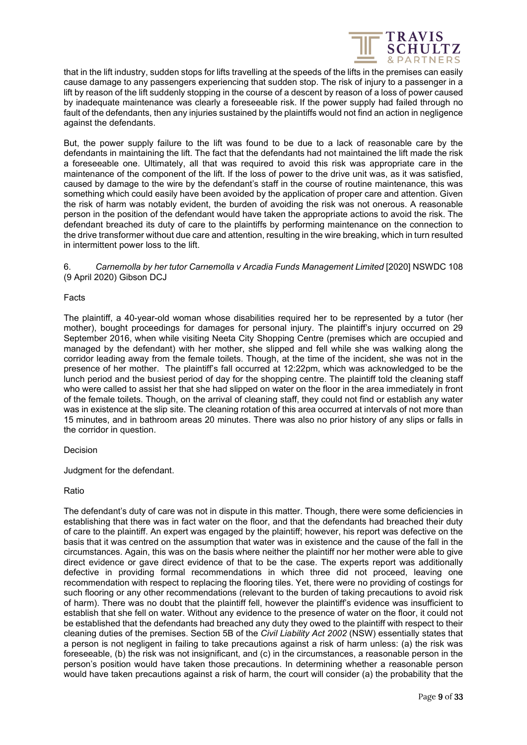that in the lift industry, sudden stops for lifts travelling at the speeds of the lifts in the premises can easily cause damage to any passengers experiencing that sudden stop. The risk of injury to a passenger in a lift by reason of the lift suddenly stopping in the course of a descent by reason of a loss of power caused by inadequate maintenance was clearly a foreseeable risk. If the power supply had failed through no fault of the defendants, then any injuries sustained by the plaintiffs would not find an action in negligence against the defendants.

But, the power supply failure to the lift was found to be due to a lack of reasonable care by the defendants in maintaining the lift. The fact that the defendants had not maintained the lift made the risk a foreseeable one. Ultimately, all that was required to avoid this risk was appropriate care in the maintenance of the component of the lift. If the loss of power to the drive unit was, as it was satisfied, caused by damage to the wire by the defendant's staff in the course of routine maintenance, this was something which could easily have been avoided by the application of proper care and attention. Given the risk of harm was notably evident, the burden of avoiding the risk was not onerous. A reasonable person in the position of the defendant would have taken the appropriate actions to avoid the risk. The defendant breached its duty of care to the plaintiffs by performing maintenance on the connection to the drive transformer without due care and attention, resulting in the wire breaking, which in turn resulted in intermittent power loss to the lift.

6. *Carnemolla by her tutor Carnemolla v Arcadia Funds Management Limited* [2020] NSWDC 108 (9 April 2020) Gibson DCJ

Facts

The plaintiff, a 40-year-old woman whose disabilities required her to be represented by a tutor (her mother), bought proceedings for damages for personal injury. The plaintiff's injury occurred on 29 September 2016, when while visiting Neeta City Shopping Centre (premises which are occupied and managed by the defendant) with her mother, she slipped and fell while she was walking along the corridor leading away from the female toilets. Though, at the time of the incident, she was not in the presence of her mother. The plaintiff's fall occurred at 12:22pm, which was acknowledged to be the lunch period and the busiest period of day for the shopping centre. The plaintiff told the cleaning staff who were called to assist her that she had slipped on water on the floor in the area immediately in front of the female toilets. Though, on the arrival of cleaning staff, they could not find or establish any water was in existence at the slip site. The cleaning rotation of this area occurred at intervals of not more than 15 minutes, and in bathroom areas 20 minutes. There was also no prior history of any slips or falls in the corridor in question.

Decision

Judgment for the defendant.

Ratio

The defendant's duty of care was not in dispute in this matter. Though, there were some deficiencies in establishing that there was in fact water on the floor, and that the defendants had breached their duty of care to the plaintiff. An expert was engaged by the plaintiff; however, his report was defective on the basis that it was centred on the assumption that water was in existence and the cause of the fall in the circumstances. Again, this was on the basis where neither the plaintiff nor her mother were able to give direct evidence or gave direct evidence of that to be the case. The experts report was additionally defective in providing formal recommendations in which three did not proceed, leaving one recommendation with respect to replacing the flooring tiles. Yet, there were no providing of costings for such flooring or any other recommendations (relevant to the burden of taking precautions to avoid risk of harm). There was no doubt that the plaintiff fell, however the plaintiff's evidence was insufficient to establish that she fell on water. Without any evidence to the presence of water on the floor, it could not be established that the defendants had breached any duty they owed to the plaintiff with respect to their cleaning duties of the premises. Section 5B of the *Civil Liability Act 2002* (NSW) essentially states that a person is not negligent in failing to take precautions against a risk of harm unless: (a) the risk was foreseeable, (b) the risk was not insignificant, and (c) in the circumstances, a reasonable person in the person's position would have taken those precautions. In determining whether a reasonable person would have taken precautions against a risk of harm, the court will consider (a) the probability that the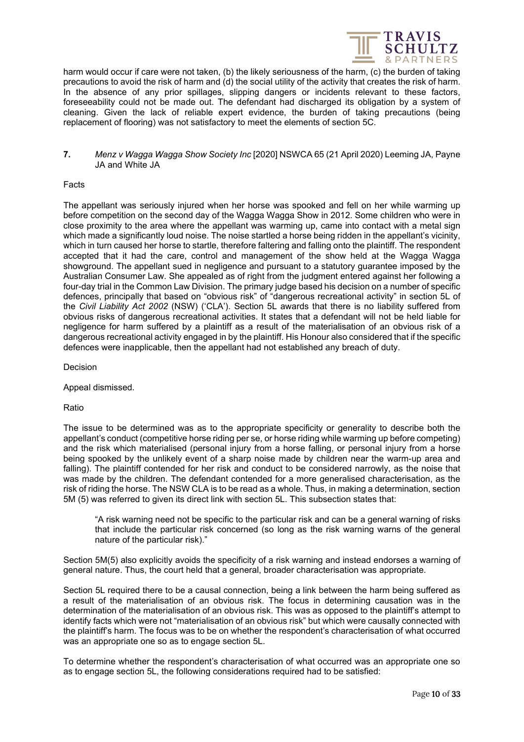harm would occur if care were not taken, (b) the likely seriousness of the harm, (c) the burden of taking precautions to avoid the risk of harm and (d) the social utility of the activity that creates the risk of harm. In the absence of any prior spillages, slipping dangers or incidents relevant to these factors, foreseeability could not be made out. The defendant had discharged its obligation by a system of cleaning. Given the lack of reliable expert evidence, the burden of taking precautions (being replacement of flooring) was not satisfactory to meet the elements of section 5C.

**7.** *Menz v Wagga Wagga Show Society Inc* [2020] NSWCA 65 (21 April 2020) Leeming JA, Payne JA and White JA

Facts

The appellant was seriously injured when her horse was spooked and fell on her while warming up before competition on the second day of the Wagga Wagga Show in 2012. Some children who were in close proximity to the area where the appellant was warming up, came into contact with a metal sign which made a significantly loud noise. The noise startled a horse being ridden in the appellant's vicinity, which in turn caused her horse to startle, therefore faltering and falling onto the plaintiff. The respondent accepted that it had the care, control and management of the show held at the Wagga Wagga showground. The appellant sued in negligence and pursuant to a statutory guarantee imposed by the Australian Consumer Law. She appealed as of right from the judgment entered against her following a four-day trial in the Common Law Division. The primary judge based his decision on a number of specific defences, principally that based on "obvious risk" of "dangerous recreational activity" in section 5L of the *Civil Liability Act 2002* (NSW) ('CLA'). Section 5L awards that there is no liability suffered from obvious risks of dangerous recreational activities. It states that a defendant will not be held liable for negligence for harm suffered by a plaintiff as a result of the materialisation of an obvious risk of a dangerous recreational activity engaged in by the plaintiff. His Honour also considered that if the specific defences were inapplicable, then the appellant had not established any breach of duty.

Decision

Appeal dismissed.

Ratio

The issue to be determined was as to the appropriate specificity or generality to describe both the appellant's conduct (competitive horse riding per se, or horse riding while warming up before competing) and the risk which materialised (personal injury from a horse falling, or personal injury from a horse being spooked by the unlikely event of a sharp noise made by children near the warm-up area and falling). The plaintiff contended for her risk and conduct to be considered narrowly, as the noise that was made by the children. The defendant contended for a more generalised characterisation, as the risk of riding the horse. The NSW CLA is to be read as a whole. Thus, in making a determination, section 5M (5) was referred to given its direct link with section 5L. This subsection states that:

> "A risk warning need not be specific to the particular risk and can be a general warning of risks that include the particular risk concerned (so long as the risk warning warns of the general nature of the particular risk)."

Section 5M(5) also explicitly avoids the specificity of a risk warning and instead endorses a warning of general nature. Thus, the court held that a general, broader characterisation was appropriate.

Section 5L required there to be a causal connection, being a link between the harm being suffered as a result of the materialisation of an obvious risk. The focus in determining causation was in the determination of the materialisation of an obvious risk. This was as opposed to the plaintiff's attempt to identify facts which were not "materialisation of an obvious risk" but which were causally connected with the plaintiff's harm. The focus was to be on whether the respondent's characterisation of what occurred was an appropriate one so as to engage section 5L.

To determine whether the respondent's characterisation of what occurred was an appropriate one so as to engage section 5L, the following considerations required had to be satisfied: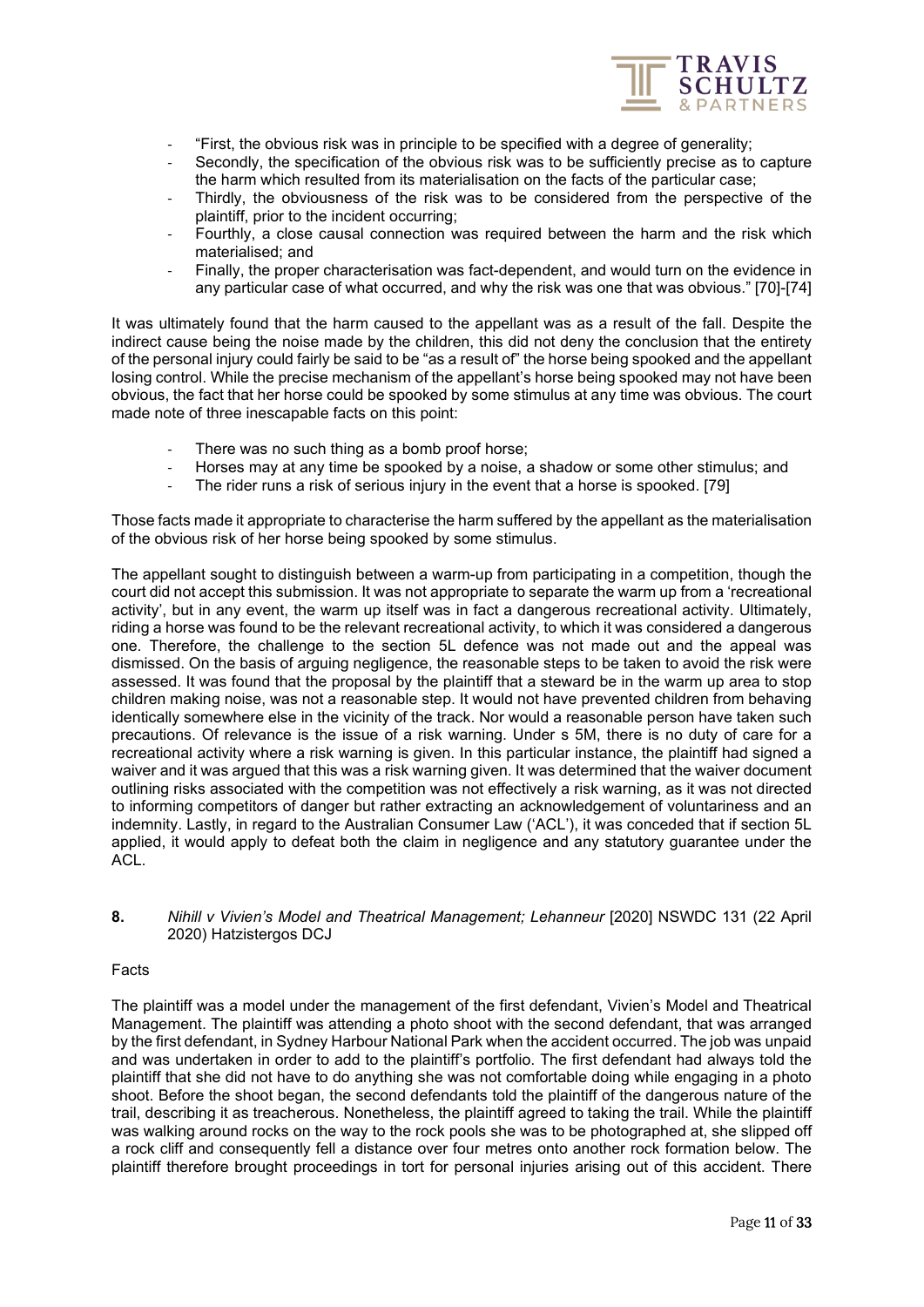- "First, the obvious risk was in principle to be specified with a degree of generality;
- Secondly, the specification of the obvious risk was to be sufficiently precise as to capture the harm which resulted from its materialisation on the facts of the particular case;
- Thirdly, the obviousness of the risk was to be considered from the perspective of the plaintiff, prior to the incident occurring;
- Fourthly, a close causal connection was required between the harm and the risk which materialised; and
- Finally, the proper characterisation was fact-dependent, and would turn on the evidence in any particular case of what occurred, and why the risk was one that was obvious." [70]-[74]

It was ultimately found that the harm caused to the appellant was as a result of the fall. Despite the indirect cause being the noise made by the children, this did not deny the conclusion that the entirety of the personal injury could fairly be said to be "as a result of" the horse being spooked and the appellant losing control. While the precise mechanism of the appellant's horse being spooked may not have been obvious, the fact that her horse could be spooked by some stimulus at any time was obvious. The court made note of three inescapable facts on this point:

- There was no such thing as a bomb proof horse;
- Horses may at any time be spooked by a noise, a shadow or some other stimulus; and
- The rider runs a risk of serious injury in the event that a horse is spooked. [79]

Those facts made it appropriate to characterise the harm suffered by the appellant as the materialisation of the obvious risk of her horse being spooked by some stimulus.

The appellant sought to distinguish between a warm-up from participating in a competition, though the court did not accept this submission. It was not appropriate to separate the warm up from a 'recreational activity', but in any event, the warm up itself was in fact a dangerous recreational activity. Ultimately, riding a horse was found to be the relevant recreational activity, to which it was considered a dangerous one. Therefore, the challenge to the section 5L defence was not made out and the appeal was dismissed. On the basis of arguing negligence, the reasonable steps to be taken to avoid the risk were assessed. It was found that the proposal by the plaintiff that a steward be in the warm up area to stop children making noise, was not a reasonable step. It would not have prevented children from behaving identically somewhere else in the vicinity of the track. Nor would a reasonable person have taken such precautions. Of relevance is the issue of a risk warning. Under s 5M, there is no duty of care for a recreational activity where a risk warning is given. In this particular instance, the plaintiff had signed a waiver and it was argued that this was a risk warning given. It was determined that the waiver document outlining risks associated with the competition was not effectively a risk warning, as it was not directed to informing competitors of danger but rather extracting an acknowledgement of voluntariness and an indemnity. Lastly, in regard to the Australian Consumer Law ('ACL'), it was conceded that if section 5L applied, it would apply to defeat both the claim in negligence and any statutory guarantee under the ACL.

**8.** *Nihill v Vivien's Model and Theatrical Management; Lehanneur* [2020] NSWDC 131 (22 April 2020) Hatzistergos DCJ

Facts

The plaintiff was a model under the management of the first defendant, Vivien's Model and Theatrical Management. The plaintiff was attending a photo shoot with the second defendant, that was arranged by the first defendant, in Sydney Harbour National Park when the accident occurred. The job was unpaid and was undertaken in order to add to the plaintiff's portfolio. The first defendant had always told the plaintiff that she did not have to do anything she was not comfortable doing while engaging in a photo shoot. Before the shoot began, the second defendants told the plaintiff of the dangerous nature of the trail, describing it as treacherous. Nonetheless, the plaintiff agreed to taking the trail. While the plaintiff was walking around rocks on the way to the rock pools she was to be photographed at, she slipped off a rock cliff and consequently fell a distance over four metres onto another rock formation below. The plaintiff therefore brought proceedings in tort for personal injuries arising out of this accident. There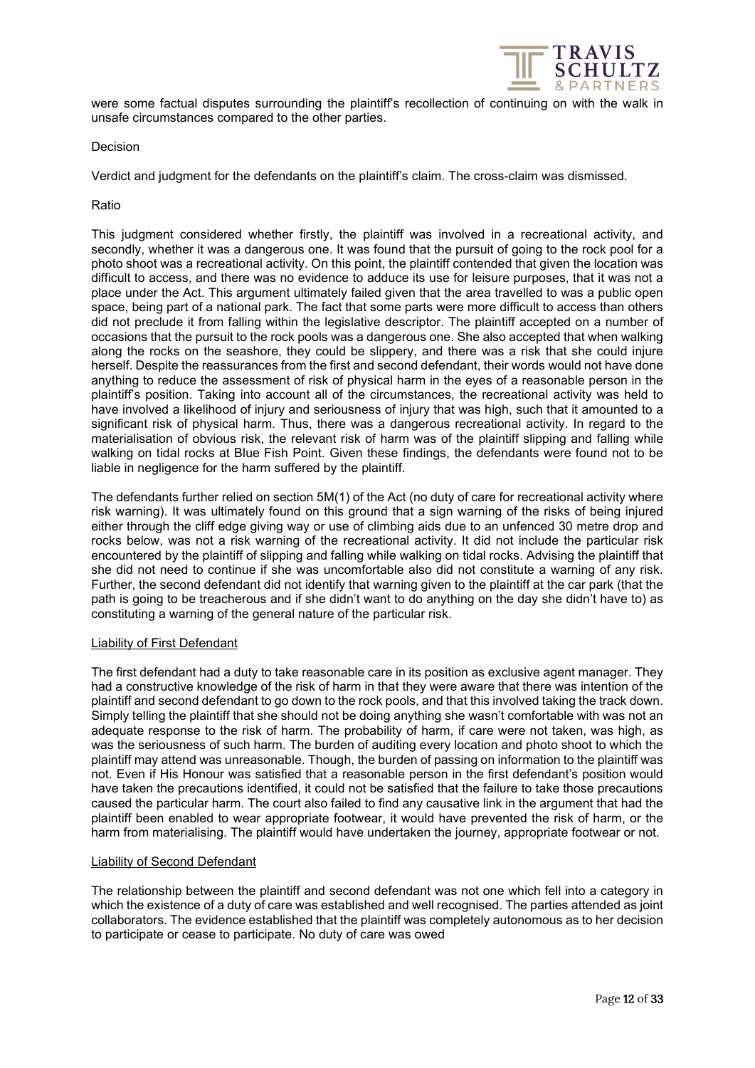were some factual disputes surrounding the plaintiff's recollection of continuing on with the walk in unsafe circumstances compared to the other parties.

Decision

Verdict and judgment for the defendants on the plaintiff's claim. The cross-claim was dismissed.

Ratio

This judgment considered whether firstly, the plaintiff was involved in a recreational activity, and secondly, whether it was a dangerous one. It was found that the pursuit of going to the rock pool for a photo shoot was a recreational activity. On this point, the plaintiff contended that given the location was difficult to access, and there was no evidence to adduce its use for leisure purposes, that it was not a place under the Act. This argument ultimately failed given that the area travelled to was a public open space, being part of a national park. The fact that some parts were more difficult to access than others did not preclude it from falling within the legislative descriptor. The plaintiff accepted on a number of occasions that the pursuit to the rock pools was a dangerous one. She also accepted that when walking along the rocks on the seashore, they could be slippery, and there was a risk that she could injure herself. Despite the reassurances from the first and second defendant, their words would not have done anything to reduce the assessment of risk of physical harm in the eyes of a reasonable person in the plaintiff's position. Taking into account all of the circumstances, the recreational activity was held to have involved a likelihood of injury and seriousness of injury that was high, such that it amounted to a significant risk of physical harm. Thus, there was a dangerous recreational activity. In regard to the materialisation of obvious risk, the relevant risk of harm was of the plaintiff slipping and falling while walking on tidal rocks at Blue Fish Point. Given these findings, the defendants were found not to be liable in negligence for the harm suffered by the plaintiff.

The defendants further relied on section 5M(1) of the Act (no duty of care for recreational activity where risk warning). It was ultimately found on this ground that a sign warning of the risks of being injured either through the cliff edge giving way or use of climbing aids due to an unfenced 30 metre drop and rocks below, was not a risk warning of the recreational activity. It did not include the particular risk encountered by the plaintiff of slipping and falling while walking on tidal rocks. Advising the plaintiff that she did not need to continue if she was uncomfortable also did not constitute a warning of any risk. Further, the second defendant did not identify that warning given to the plaintiff at the car park (that the path is going to be treacherous and if she didn't want to do anything on the day she didn't have to) as constituting a warning of the general nature of the particular risk.

<u>Liability of First Defendant</u>

The first defendant had a duty to take reasonable care in its position as exclusive agent manager. They had a constructive knowledge of the risk of harm in that they were aware that there was intention of the plaintiff and second defendant to go down to the rock pools, and that this involved taking the track down. Simply telling the plaintiff that she should not be doing anything she wasn't comfortable with was not an adequate response to the risk of harm. The probability of harm, if care were not taken, was high, as was the seriousness of such harm. The burden of auditing every location and photo shoot to which the plaintiff may attend was unreasonable. Though, the burden of passing on information to the plaintiff was not. Even if His Honour was satisfied that a reasonable person in the first defendant's position would have taken the precautions identified, it could not be satisfied that the failure to take those precautions caused the particular harm. The court also failed to find any causative link in the argument that had the plaintiff been enabled to wear appropriate footwear, it would have prevented the risk of harm, or the harm from materialising. The plaintiff would have undertaken the journey, appropriate footwear or not.

<u>Liability of Second Defendant</u>

The relationship between the plaintiff and second defendant was not one which fell into a category in which the existence of a duty of care was established and well recognised. The parties attended as joint collaborators. The evidence established that the plaintiff was completely autonomous as to her decision to participate or cease to participate. No duty of care was owed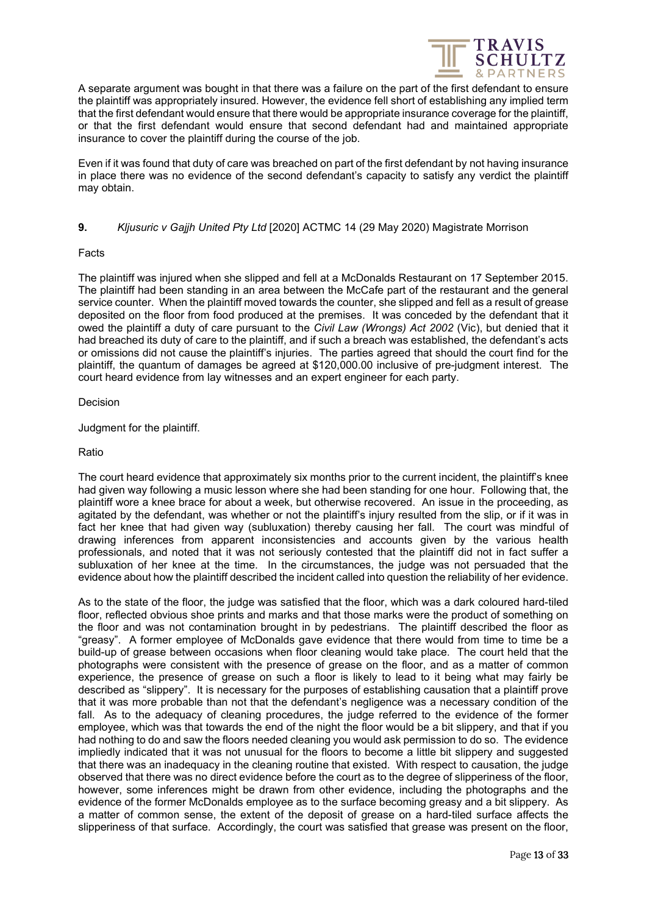A separate argument was bought in that there was a failure on the part of the first defendant to ensure the plaintiff was appropriately insured. However, the evidence fell short of establishing any implied term that the first defendant would ensure that there would be appropriate insurance coverage for the plaintiff, or that the first defendant would ensure that second defendant had and maintained appropriate insurance to cover the plaintiff during the course of the job.

Even if it was found that duty of care was breached on part of the first defendant by not having insurance in place there was no evidence of the second defendant's capacity to satisfy any verdict the plaintiff may obtain.

**9.** *Kljusuric v Gajjh United Pty Ltd* [2020] ACTMC 14 (29 May 2020) Magistrate Morrison

Facts

The plaintiff was injured when she slipped and fell at a McDonalds Restaurant on 17 September 2015. The plaintiff had been standing in an area between the McCafe part of the restaurant and the general service counter. When the plaintiff moved towards the counter, she slipped and fell as a result of grease deposited on the floor from food produced at the premises. It was conceded by the defendant that it owed the plaintiff a duty of care pursuant to the *Civil Law (Wrongs) Act 2002* (Vic), but denied that it had breached its duty of care to the plaintiff, and if such a breach was established, the defendant's acts or omissions did not cause the plaintiff's injuries. The parties agreed that should the court find for the plaintiff, the quantum of damages be agreed at $120,000.00 inclusive of pre-judgment interest. The court heard evidence from lay witnesses and an expert engineer for each party.

Decision

Judgment for the plaintiff.

Ratio

The court heard evidence that approximately six months prior to the current incident, the plaintiff's knee had given way following a music lesson where she had been standing for one hour. Following that, the plaintiff wore a knee brace for about a week, but otherwise recovered. An issue in the proceeding, as agitated by the defendant, was whether or not the plaintiff's injury resulted from the slip, or if it was in fact her knee that had given way (subluxation) thereby causing her fall. The court was mindful of drawing inferences from apparent inconsistencies and accounts given by the various health professionals, and noted that it was not seriously contested that the plaintiff did not in fact suffer a subluxation of her knee at the time. In the circumstances, the judge was not persuaded that the evidence about how the plaintiff described the incident called into question the reliability of her evidence.

As to the state of the floor, the judge was satisfied that the floor, which was a dark coloured hard-tiled floor, reflected obvious shoe prints and marks and that those marks were the product of something on the floor and was not contamination brought in by pedestrians. The plaintiff described the floor as "greasy". A former employee of McDonalds gave evidence that there would from time to time be a build-up of grease between occasions when floor cleaning would take place. The court held that the photographs were consistent with the presence of grease on the floor, and as a matter of common experience, the presence of grease on such a floor is likely to lead to it being what may fairly be described as "slippery". It is necessary for the purposes of establishing causation that a plaintiff prove that it was more probable than not that the defendant's negligence was a necessary condition of the fall. As to the adequacy of cleaning procedures, the judge referred to the evidence of the former employee, which was that towards the end of the night the floor would be a bit slippery, and that if you had nothing to do and saw the floors needed cleaning you would ask permission to do so. The evidence impliedly indicated that it was not unusual for the floors to become a little bit slippery and suggested that there was an inadequacy in the cleaning routine that existed. With respect to causation, the judge observed that there was no direct evidence before the court as to the degree of slipperiness of the floor, however, some inferences might be drawn from other evidence, including the photographs and the evidence of the former McDonalds employee as to the surface becoming greasy and a bit slippery. As a matter of common sense, the extent of the deposit of grease on a hard-tiled surface affects the slipperiness of that surface. Accordingly, the court was satisfied that grease was present on the floor,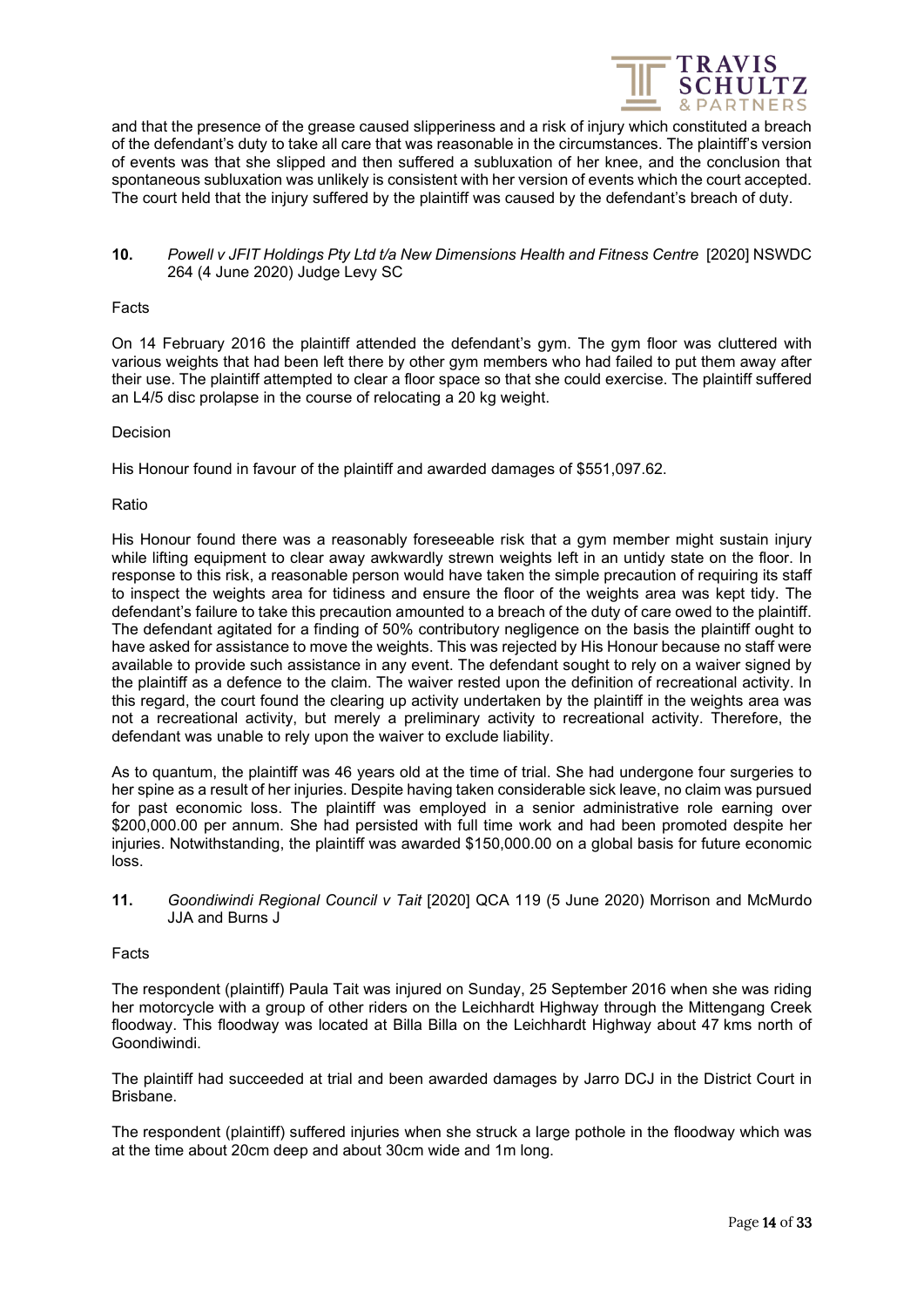and that the presence of the grease caused slipperiness and a risk of injury which constituted a breach of the defendant's duty to take all care that was reasonable in the circumstances. The plaintiff's version of events was that she slipped and then suffered a subluxation of her knee, and the conclusion that spontaneous subluxation was unlikely is consistent with her version of events which the court accepted. The court held that the injury suffered by the plaintiff was caused by the defendant's breach of duty.

**10.** *Powell v JFIT Holdings Pty Ltd t/a New Dimensions Health and Fitness Centre* [2020] NSWDC 264 (4 June 2020) Judge Levy SC

Facts

On 14 February 2016 the plaintiff attended the defendant's gym. The gym floor was cluttered with various weights that had been left there by other gym members who had failed to put them away after their use. The plaintiff attempted to clear a floor space so that she could exercise. The plaintiff suffered an L4/5 disc prolapse in the course of relocating a 20 kg weight.

Decision

His Honour found in favour of the plaintiff and awarded damages of $551,097.62.

Ratio

His Honour found there was a reasonably foreseeable risk that a gym member might sustain injury while lifting equipment to clear away awkwardly strewn weights left in an untidy state on the floor. In response to this risk, a reasonable person would have taken the simple precaution of requiring its staff to inspect the weights area for tidiness and ensure the floor of the weights area was kept tidy. The defendant's failure to take this precaution amounted to a breach of the duty of care owed to the plaintiff. The defendant agitated for a finding of 50% contributory negligence on the basis the plaintiff ought to have asked for assistance to move the weights. This was rejected by His Honour because no staff were available to provide such assistance in any event. The defendant sought to rely on a waiver signed by the plaintiff as a defence to the claim. The waiver rested upon the definition of recreational activity. In this regard, the court found the clearing up activity undertaken by the plaintiff in the weights area was not a recreational activity, but merely a preliminary activity to recreational activity. Therefore, the defendant was unable to rely upon the waiver to exclude liability.

As to quantum, the plaintiff was 46 years old at the time of trial. She had undergone four surgeries to her spine as a result of her injuries. Despite having taken considerable sick leave, no claim was pursued for past economic loss. The plaintiff was employed in a senior administrative role earning over $200,000.00 per annum. She had persisted with full time work and had been promoted despite her injuries. Notwithstanding, the plaintiff was awarded $150,000.00 on a global basis for future economic loss.

**11.** *Goondiwindi Regional Council v Tait* [2020] QCA 119 (5 June 2020) Morrison and McMurdo JJA and Burns J

Facts

The respondent (plaintiff) Paula Tait was injured on Sunday, 25 September 2016 when she was riding her motorcycle with a group of other riders on the Leichhardt Highway through the Mittengang Creek floodway. This floodway was located at Billa Billa on the Leichhardt Highway about 47 kms north of Goondiwindi.

The plaintiff had succeeded at trial and been awarded damages by Jarro DCJ in the District Court in Brisbane.

The respondent (plaintiff) suffered injuries when she struck a large pothole in the floodway which was at the time about 20cm deep and about 30cm wide and 1m long.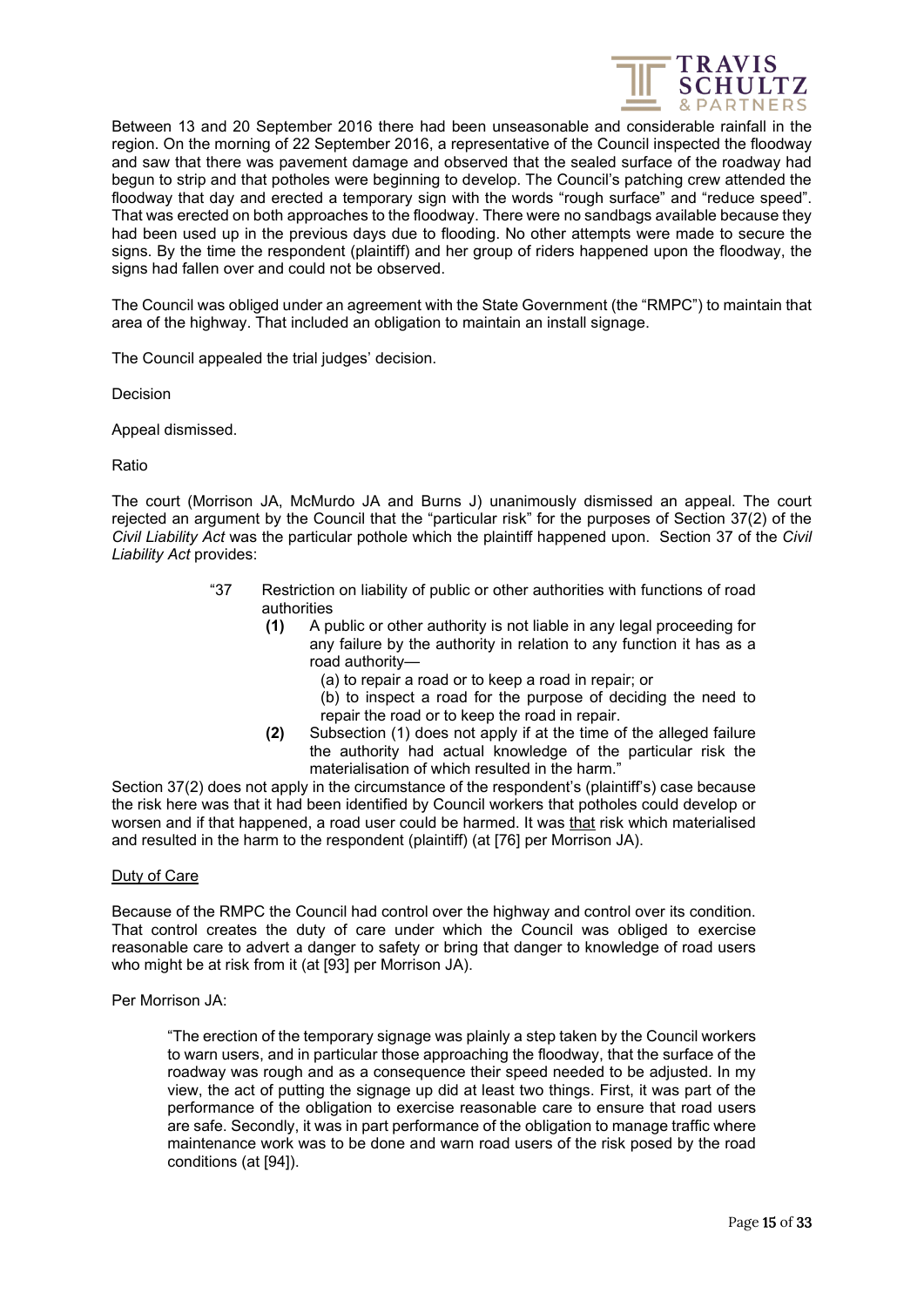Between 13 and 20 September 2016 there had been unseasonable and considerable rainfall in the region. On the morning of 22 September 2016, a representative of the Council inspected the floodway and saw that there was pavement damage and observed that the sealed surface of the roadway had begun to strip and that potholes were beginning to develop. The Council's patching crew attended the floodway that day and erected a temporary sign with the words "rough surface" and "reduce speed". That was erected on both approaches to the floodway. There were no sandbags available because they had been used up in the previous days due to flooding. No other attempts were made to secure the signs. By the time the respondent (plaintiff) and her group of riders happened upon the floodway, the signs had fallen over and could not be observed.

The Council was obliged under an agreement with the State Government (the "RMPC") to maintain that area of the highway. That included an obligation to maintain an install signage.

The Council appealed the trial judges' decision.

Decision

Appeal dismissed.

Ratio

The court (Morrison JA, McMurdo JA and Burns J) unanimously dismissed an appeal. The court rejected an argument by the Council that the "particular risk" for the purposes of Section 37(2) of the *Civil Liability Act* was the particular pothole which the plaintiff happened upon. Section 37 of the *Civil Liability Act* provides:

> "37 Restriction on liability of public or other authorities with functions of road authorities
>
> **(1)** A public or other authority is not liable in any legal proceeding for any failure by the authority in relation to any function it has as a road authority—
>
> (a) to repair a road or to keep a road in repair; or
>
> (b) to inspect a road for the purpose of deciding the need to repair the road or to keep the road in repair.
>
> **(2)** Subsection (1) does not apply if at the time of the alleged failure the authority had actual knowledge of the particular risk the materialisation of which resulted in the harm."

Section 37(2) does not apply in the circumstance of the respondent's (plaintiff's) case because the risk here was that it had been identified by Council workers that potholes could develop or worsen and if that happened, a road user could be harmed. It was <u>that</u> risk which materialised and resulted in the harm to the respondent (plaintiff) (at [76] per Morrison JA).

<u>Duty of Care</u>

Because of the RMPC the Council had control over the highway and control over its condition. That control creates the duty of care under which the Council was obliged to exercise reasonable care to advert a danger to safety or bring that danger to knowledge of road users who might be at risk from it (at [93] per Morrison JA).

Per Morrison JA:

> "The erection of the temporary signage was plainly a step taken by the Council workers to warn users, and in particular those approaching the floodway, that the surface of the roadway was rough and as a consequence their speed needed to be adjusted. In my view, the act of putting the signage up did at least two things. First, it was part of the performance of the obligation to exercise reasonable care to ensure that road users are safe. Secondly, it was in part performance of the obligation to manage traffic where maintenance work was to be done and warn road users of the risk posed by the road conditions (at [94]).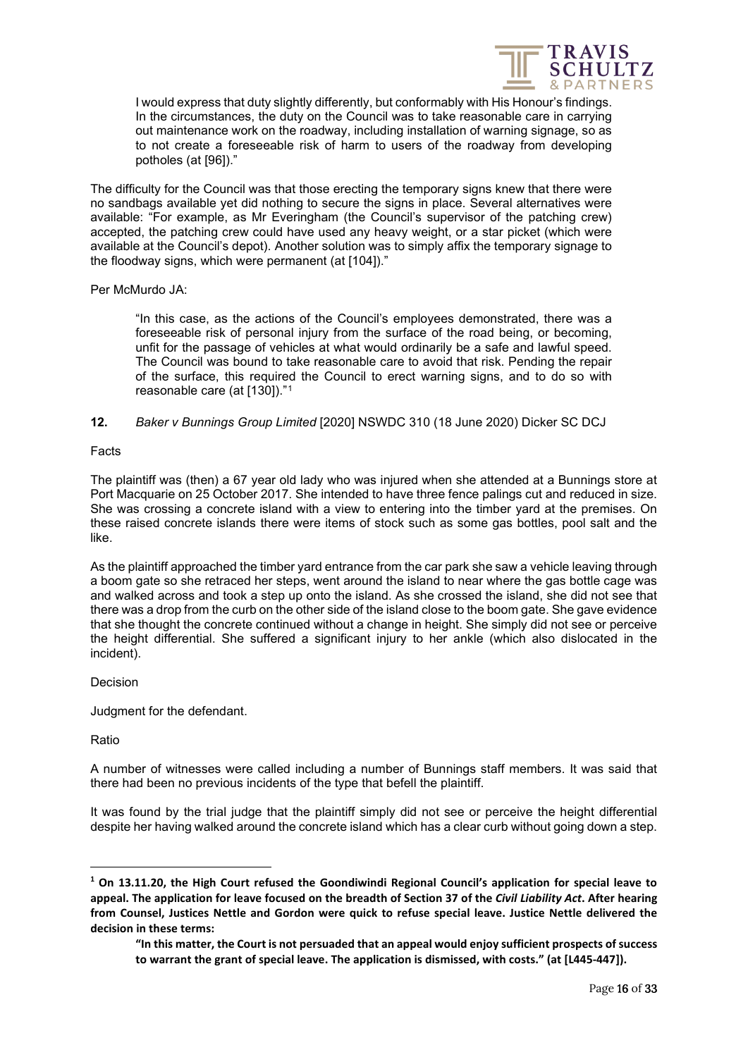> I would express that duty slightly differently, but conformably with His Honour's findings. In the circumstances, the duty on the Council was to take reasonable care in carrying out maintenance work on the roadway, including installation of warning signage, so as to not create a foreseeable risk of harm to users of the roadway from developing potholes (at [96])."

The difficulty for the Council was that those erecting the temporary signs knew that there were no sandbags available yet did nothing to secure the signs in place. Several alternatives were available: "For example, as Mr Everingham (the Council's supervisor of the patching crew) accepted, the patching crew could have used any heavy weight, or a star picket (which were available at the Council's depot). Another solution was to simply affix the temporary signage to the floodway signs, which were permanent (at [104])."

Per McMurdo JA:

> "In this case, as the actions of the Council's employees demonstrated, there was a foreseeable risk of personal injury from the surface of the road being, or becoming, unfit for the passage of vehicles at what would ordinarily be a safe and lawful speed. The Council was bound to take reasonable care to avoid that risk. Pending the repair of the surface, this required the Council to erect warning signs, and to do so with reasonable care (at [130])."[1]

**12.** *Baker v Bunnings Group Limited* [2020] NSWDC 310 (18 June 2020) Dicker SC DCJ

Facts

The plaintiff was (then) a 67 year old lady who was injured when she attended at a Bunnings store at Port Macquarie on 25 October 2017. She intended to have three fence palings cut and reduced in size. She was crossing a concrete island with a view to entering into the timber yard at the premises. On these raised concrete islands there were items of stock such as some gas bottles, pool salt and the like.

As the plaintiff approached the timber yard entrance from the car park she saw a vehicle leaving through a boom gate so she retraced her steps, went around the island to near where the gas bottle cage was and walked across and took a step up onto the island. As she crossed the island, she did not see that there was a drop from the curb on the other side of the island close to the boom gate. She gave evidence that she thought the concrete continued without a change in height. She simply did not see or perceive the height differential. She suffered a significant injury to her ankle (which also dislocated in the incident).

Decision

Judgment for the defendant.

Ratio

A number of witnesses were called including a number of Bunnings staff members. It was said that there had been no previous incidents of the type that befell the plaintiff.

It was found by the trial judge that the plaintiff simply did not see or perceive the height differential despite her having walked around the concrete island which has a clear curb without going down a step.

---

[1] **On 13.11.20, the High Court refused the Goondiwindi Regional Council's application for special leave to appeal. The application for leave focused on the breadth of Section 37 of the *Civil Liability Act*. After hearing from Counsel, Justices Nettle and Gordon were quick to refuse special leave. Justice Nettle delivered the decision in these terms:**

> **"In this matter, the Court is not persuaded that an appeal would enjoy sufficient prospects of success to warrant the grant of special leave. The application is dismissed, with costs." (at [L445-447]).**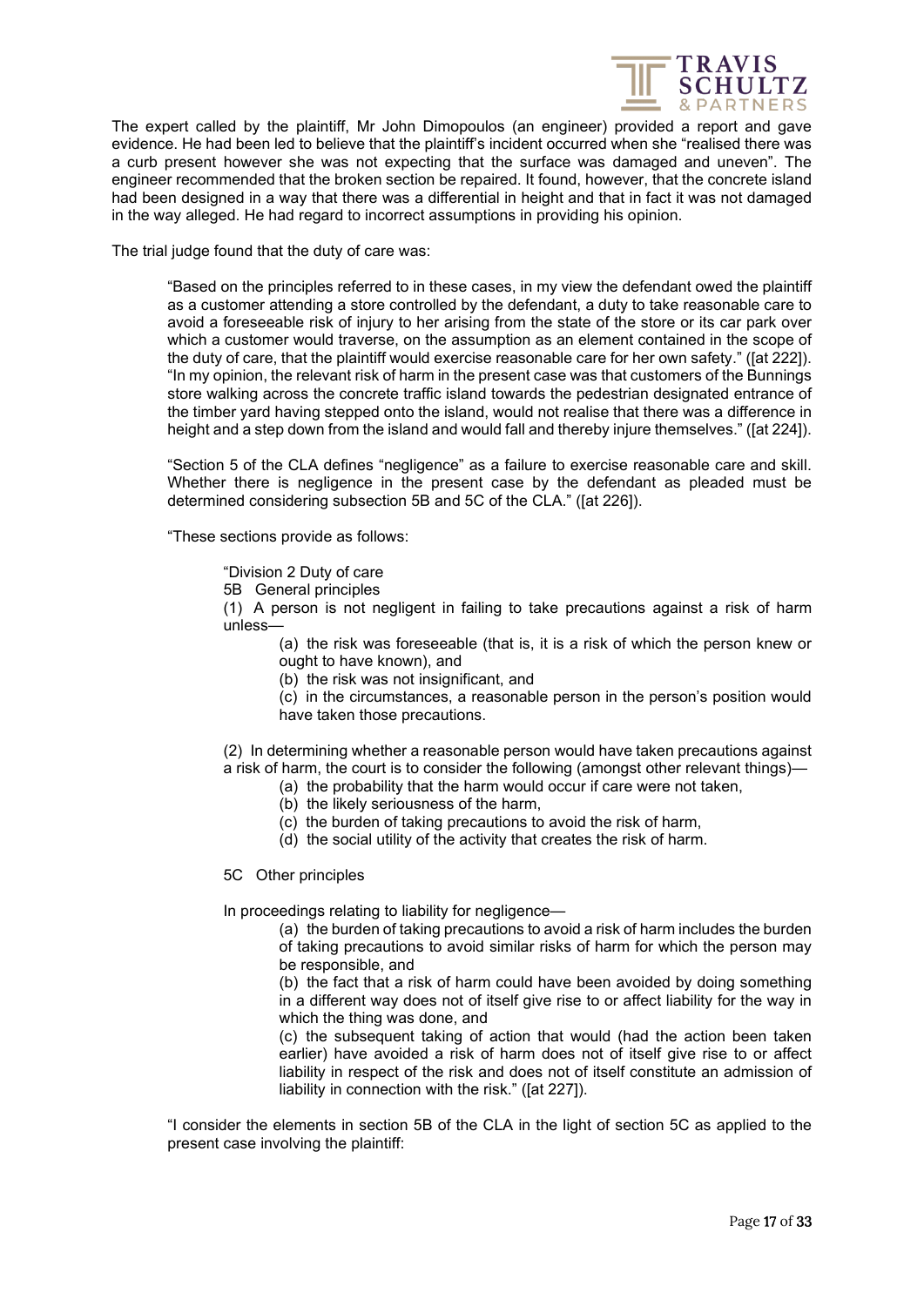The expert called by the plaintiff, Mr John Dimopoulos (an engineer) provided a report and gave evidence. He had been led to believe that the plaintiff's incident occurred when she "realised there was a curb present however she was not expecting that the surface was damaged and uneven". The engineer recommended that the broken section be repaired. It found, however, that the concrete island had been designed in a way that there was a differential in height and that in fact it was not damaged in the way alleged. He had regard to incorrect assumptions in providing his opinion.

The trial judge found that the duty of care was:

> "Based on the principles referred to in these cases, in my view the defendant owed the plaintiff as a customer attending a store controlled by the defendant, a duty to take reasonable care to avoid a foreseeable risk of injury to her arising from the state of the store or its car park over which a customer would traverse, on the assumption as an element contained in the scope of the duty of care, that the plaintiff would exercise reasonable care for her own safety." ([at 222]).
> "In my opinion, the relevant risk of harm in the present case was that customers of the Bunnings store walking across the concrete traffic island towards the pedestrian designated entrance of the timber yard having stepped onto the island, would not realise that there was a difference in height and a step down from the island and would fall and thereby injure themselves." ([at 224]).
>
> "Section 5 of the CLA defines "negligence" as a failure to exercise reasonable care and skill. Whether there is negligence in the present case by the defendant as pleaded must be determined considering subsection 5B and 5C of the CLA." ([at 226]).
>
> "These sections provide as follows:
>
> > "Division 2 Duty of care
> > 5B General principles
> > (1) A person is not negligent in failing to take precautions against a risk of harm unless—
> >
> > > (a) the risk was foreseeable (that is, it is a risk of which the person knew or ought to have known), and
> > > (b) the risk was not insignificant, and
> > > (c) in the circumstances, a reasonable person in the person's position would have taken those precautions.
> >
> > (2) In determining whether a reasonable person would have taken precautions against a risk of harm, the court is to consider the following (amongst other relevant things)—
> >
> > > (a) the probability that the harm would occur if care were not taken,
> > > (b) the likely seriousness of the harm,
> > > (c) the burden of taking precautions to avoid the risk of harm,
> > > (d) the social utility of the activity that creates the risk of harm.
> >
> > 5C Other principles
> >
> > In proceedings relating to liability for negligence—
> >
> > > (a) the burden of taking precautions to avoid a risk of harm includes the burden of taking precautions to avoid similar risks of harm for which the person may be responsible, and
> > > (b) the fact that a risk of harm could have been avoided by doing something in a different way does not of itself give rise to or affect liability for the way in which the thing was done, and
> > > (c) the subsequent taking of action that would (had the action been taken earlier) have avoided a risk of harm does not of itself give rise to or affect liability in respect of the risk and does not of itself constitute an admission of liability in connection with the risk." ([at 227]).
>
> "I consider the elements in section 5B of the CLA in the light of section 5C as applied to the present case involving the plaintiff: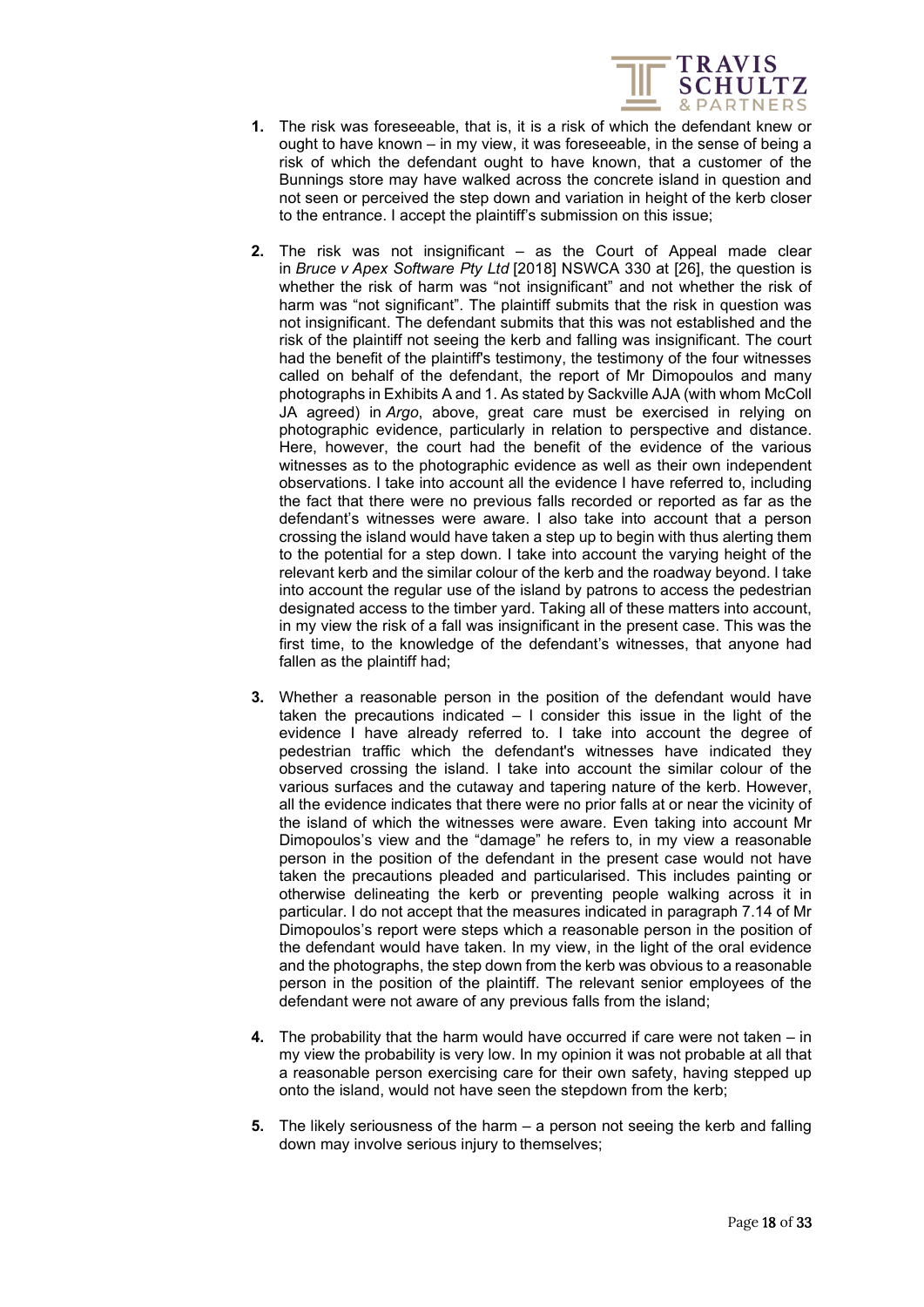1. The risk was foreseeable, that is, it is a risk of which the defendant knew or ought to have known – in my view, it was foreseeable, in the sense of being a risk of which the defendant ought to have known, that a customer of the Bunnings store may have walked across the concrete island in question and not seen or perceived the step down and variation in height of the kerb closer to the entrance. I accept the plaintiff's submission on this issue;

2. The risk was not insignificant – as the Court of Appeal made clear in *Bruce v Apex Software Pty Ltd* [2018] NSWCA 330 at [26], the question is whether the risk of harm was "not insignificant" and not whether the risk of harm was "not significant". The plaintiff submits that the risk in question was not insignificant. The defendant submits that this was not established and the risk of the plaintiff not seeing the kerb and falling was insignificant. The court had the benefit of the plaintiff's testimony, the testimony of the four witnesses called on behalf of the defendant, the report of Mr Dimopoulos and many photographs in Exhibits A and 1. As stated by Sackville AJA (with whom McColl JA agreed) in *Argo*, above, great care must be exercised in relying on photographic evidence, particularly in relation to perspective and distance. Here, however, the court had the benefit of the evidence of the various witnesses as to the photographic evidence as well as their own independent observations. I take into account all the evidence I have referred to, including the fact that there were no previous falls recorded or reported as far as the defendant's witnesses were aware. I also take into account that a person crossing the island would have taken a step up to begin with thus alerting them to the potential for a step down. I take into account the varying height of the relevant kerb and the similar colour of the kerb and the roadway beyond. I take into account the regular use of the island by patrons to access the pedestrian designated access to the timber yard. Taking all of these matters into account, in my view the risk of a fall was insignificant in the present case. This was the first time, to the knowledge of the defendant's witnesses, that anyone had fallen as the plaintiff had;

3. Whether a reasonable person in the position of the defendant would have taken the precautions indicated – I consider this issue in the light of the evidence I have already referred to. I take into account the degree of pedestrian traffic which the defendant's witnesses have indicated they observed crossing the island. I take into account the similar colour of the various surfaces and the cutaway and tapering nature of the kerb. However, all the evidence indicates that there were no prior falls at or near the vicinity of the island of which the witnesses were aware. Even taking into account Mr Dimopoulos's view and the "damage" he refers to, in my view a reasonable person in the position of the defendant in the present case would not have taken the precautions pleaded and particularised. This includes painting or otherwise delineating the kerb or preventing people walking across it in particular. I do not accept that the measures indicated in paragraph 7.14 of Mr Dimopoulos's report were steps which a reasonable person in the position of the defendant would have taken. In my view, in the light of the oral evidence and the photographs, the step down from the kerb was obvious to a reasonable person in the position of the plaintiff. The relevant senior employees of the defendant were not aware of any previous falls from the island;

4. The probability that the harm would have occurred if care were not taken – in my view the probability is very low. In my opinion it was not probable at all that a reasonable person exercising care for their own safety, having stepped up onto the island, would not have seen the stepdown from the kerb;

5. The likely seriousness of the harm – a person not seeing the kerb and falling down may involve serious injury to themselves;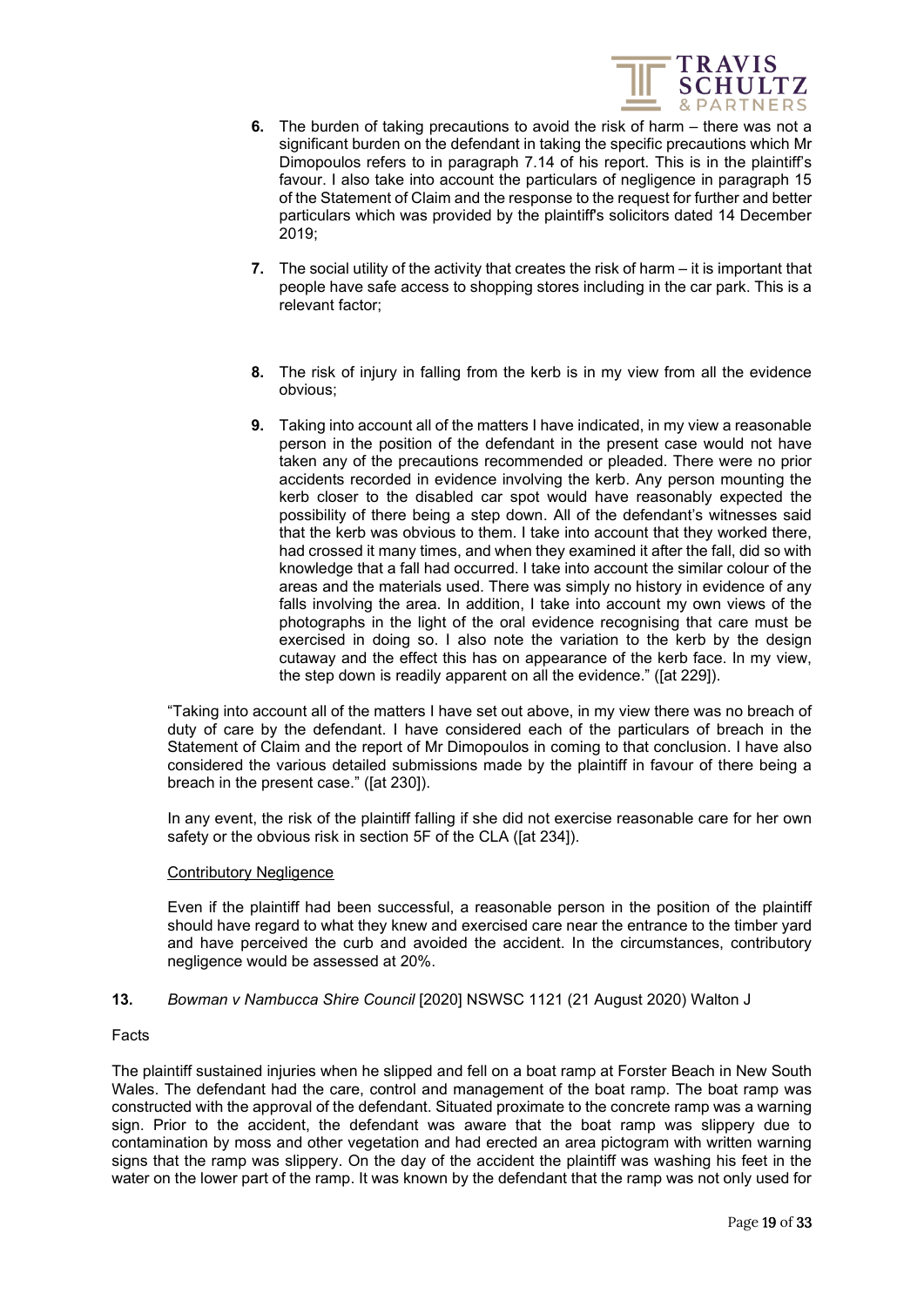6. The burden of taking precautions to avoid the risk of harm – there was not a significant burden on the defendant in taking the specific precautions which Mr Dimopoulos refers to in paragraph 7.14 of his report. This is in the plaintiff's favour. I also take into account the particulars of negligence in paragraph 15 of the Statement of Claim and the response to the request for further and better particulars which was provided by the plaintiff's solicitors dated 14 December 2019;

7. The social utility of the activity that creates the risk of harm – it is important that people have safe access to shopping stores including in the car park. This is a relevant factor;

8. The risk of injury in falling from the kerb is in my view from all the evidence obvious;

9. Taking into account all of the matters I have indicated, in my view a reasonable person in the position of the defendant in the present case would not have taken any of the precautions recommended or pleaded. There were no prior accidents recorded in evidence involving the kerb. Any person mounting the kerb closer to the disabled car spot would have reasonably expected the possibility of there being a step down. All of the defendant's witnesses said that the kerb was obvious to them. I take into account that they worked there, had crossed it many times, and when they examined it after the fall, did so with knowledge that a fall had occurred. I take into account the similar colour of the areas and the materials used. There was simply no history in evidence of any falls involving the area. In addition, I take into account my own views of the photographs in the light of the oral evidence recognising that care must be exercised in doing so. I also note the variation to the kerb by the design cutaway and the effect this has on appearance of the kerb face. In my view, the step down is readily apparent on all the evidence." ([at 229]).

"Taking into account all of the matters I have set out above, in my view there was no breach of duty of care by the defendant. I have considered each of the particulars of breach in the Statement of Claim and the report of Mr Dimopoulos in coming to that conclusion. I have also considered the various detailed submissions made by the plaintiff in favour of there being a breach in the present case." ([at 230]).

In any event, the risk of the plaintiff falling if she did not exercise reasonable care for her own safety or the obvious risk in section 5F of the CLA ([at 234]).

<u>Contributory Negligence</u>

Even if the plaintiff had been successful, a reasonable person in the position of the plaintiff should have regard to what they knew and exercised care near the entrance to the timber yard and have perceived the curb and avoided the accident. In the circumstances, contributory negligence would be assessed at 20%.

**13.** *Bowman v Nambucca Shire Council* [2020] NSWSC 1121 (21 August 2020) Walton J

Facts

The plaintiff sustained injuries when he slipped and fell on a boat ramp at Forster Beach in New South Wales. The defendant had the care, control and management of the boat ramp. The boat ramp was constructed with the approval of the defendant. Situated proximate to the concrete ramp was a warning sign. Prior to the accident, the defendant was aware that the boat ramp was slippery due to contamination by moss and other vegetation and had erected an area pictogram with written warning signs that the ramp was slippery. On the day of the accident the plaintiff was washing his feet in the water on the lower part of the ramp. It was known by the defendant that the ramp was not only used for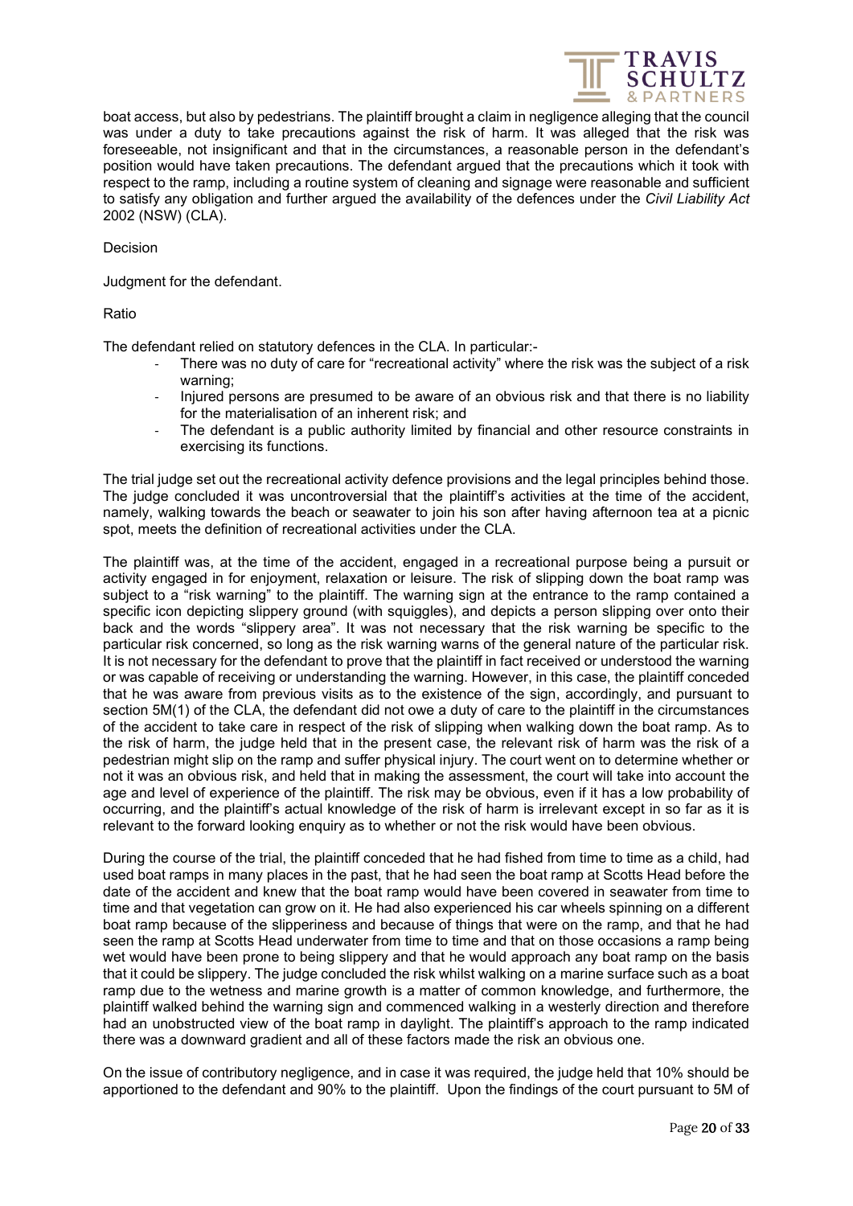boat access, but also by pedestrians. The plaintiff brought a claim in negligence alleging that the council was under a duty to take precautions against the risk of harm. It was alleged that the risk was foreseeable, not insignificant and that in the circumstances, a reasonable person in the defendant's position would have taken precautions. The defendant argued that the precautions which it took with respect to the ramp, including a routine system of cleaning and signage were reasonable and sufficient to satisfy any obligation and further argued the availability of the defences under the *Civil Liability Act* 2002 (NSW) (CLA).

Decision

Judgment for the defendant.

Ratio

The defendant relied on statutory defences in the CLA. In particular:-

- There was no duty of care for "recreational activity" where the risk was the subject of a risk warning;
- Injured persons are presumed to be aware of an obvious risk and that there is no liability for the materialisation of an inherent risk; and
- The defendant is a public authority limited by financial and other resource constraints in exercising its functions.

The trial judge set out the recreational activity defence provisions and the legal principles behind those. The judge concluded it was uncontroversial that the plaintiff's activities at the time of the accident, namely, walking towards the beach or seawater to join his son after having afternoon tea at a picnic spot, meets the definition of recreational activities under the CLA.

The plaintiff was, at the time of the accident, engaged in a recreational purpose being a pursuit or activity engaged in for enjoyment, relaxation or leisure. The risk of slipping down the boat ramp was subject to a "risk warning" to the plaintiff. The warning sign at the entrance to the ramp contained a specific icon depicting slippery ground (with squiggles), and depicts a person slipping over onto their back and the words "slippery area". It was not necessary that the risk warning be specific to the particular risk concerned, so long as the risk warning warns of the general nature of the particular risk. It is not necessary for the defendant to prove that the plaintiff in fact received or understood the warning or was capable of receiving or understanding the warning. However, in this case, the plaintiff conceded that he was aware from previous visits as to the existence of the sign, accordingly, and pursuant to section 5M(1) of the CLA, the defendant did not owe a duty of care to the plaintiff in the circumstances of the accident to take care in respect of the risk of slipping when walking down the boat ramp. As to the risk of harm, the judge held that in the present case, the relevant risk of harm was the risk of a pedestrian might slip on the ramp and suffer physical injury. The court went on to determine whether or not it was an obvious risk, and held that in making the assessment, the court will take into account the age and level of experience of the plaintiff. The risk may be obvious, even if it has a low probability of occurring, and the plaintiff's actual knowledge of the risk of harm is irrelevant except in so far as it is relevant to the forward looking enquiry as to whether or not the risk would have been obvious.

During the course of the trial, the plaintiff conceded that he had fished from time to time as a child, had used boat ramps in many places in the past, that he had seen the boat ramp at Scotts Head before the date of the accident and knew that the boat ramp would have been covered in seawater from time to time and that vegetation can grow on it. He had also experienced his car wheels spinning on a different boat ramp because of the slipperiness and because of things that were on the ramp, and that he had seen the ramp at Scotts Head underwater from time to time and that on those occasions a ramp being wet would have been prone to being slippery and that he would approach any boat ramp on the basis that it could be slippery. The judge concluded the risk whilst walking on a marine surface such as a boat ramp due to the wetness and marine growth is a matter of common knowledge, and furthermore, the plaintiff walked behind the warning sign and commenced walking in a westerly direction and therefore had an unobstructed view of the boat ramp in daylight. The plaintiff's approach to the ramp indicated there was a downward gradient and all of these factors made the risk an obvious one.

On the issue of contributory negligence, and in case it was required, the judge held that 10% should be apportioned to the defendant and 90% to the plaintiff. Upon the findings of the court pursuant to 5M of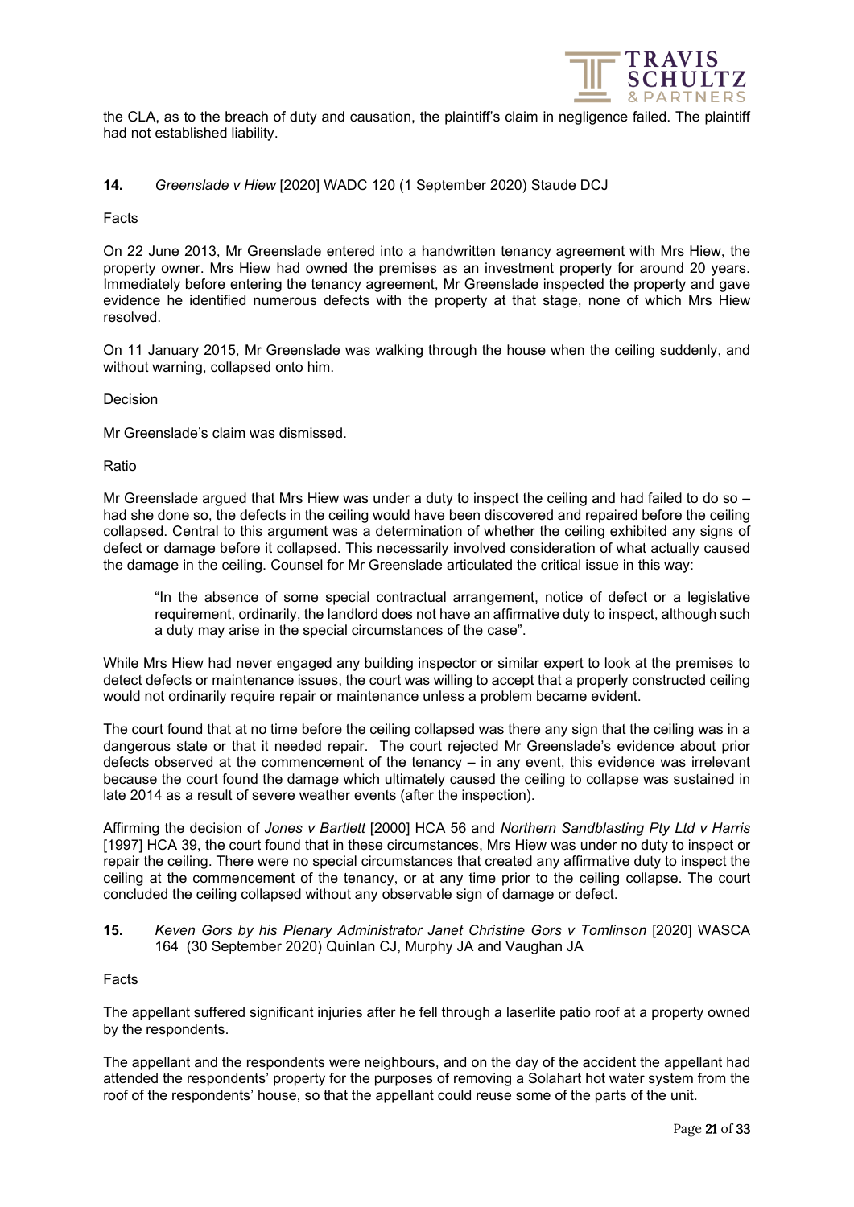the CLA, as to the breach of duty and causation, the plaintiff's claim in negligence failed. The plaintiff had not established liability.

**14.** *Greenslade v Hiew* [2020] WADC 120 (1 September 2020) Staude DCJ

Facts

On 22 June 2013, Mr Greenslade entered into a handwritten tenancy agreement with Mrs Hiew, the property owner. Mrs Hiew had owned the premises as an investment property for around 20 years. Immediately before entering the tenancy agreement, Mr Greenslade inspected the property and gave evidence he identified numerous defects with the property at that stage, none of which Mrs Hiew resolved.

On 11 January 2015, Mr Greenslade was walking through the house when the ceiling suddenly, and without warning, collapsed onto him.

Decision

Mr Greenslade's claim was dismissed.

Ratio

Mr Greenslade argued that Mrs Hiew was under a duty to inspect the ceiling and had failed to do so – had she done so, the defects in the ceiling would have been discovered and repaired before the ceiling collapsed. Central to this argument was a determination of whether the ceiling exhibited any signs of defect or damage before it collapsed. This necessarily involved consideration of what actually caused the damage in the ceiling. Counsel for Mr Greenslade articulated the critical issue in this way:

> "In the absence of some special contractual arrangement, notice of defect or a legislative requirement, ordinarily, the landlord does not have an affirmative duty to inspect, although such a duty may arise in the special circumstances of the case".

While Mrs Hiew had never engaged any building inspector or similar expert to look at the premises to detect defects or maintenance issues, the court was willing to accept that a properly constructed ceiling would not ordinarily require repair or maintenance unless a problem became evident.

The court found that at no time before the ceiling collapsed was there any sign that the ceiling was in a dangerous state or that it needed repair. The court rejected Mr Greenslade's evidence about prior defects observed at the commencement of the tenancy – in any event, this evidence was irrelevant because the court found the damage which ultimately caused the ceiling to collapse was sustained in late 2014 as a result of severe weather events (after the inspection).

Affirming the decision of *Jones v Bartlett* [2000] HCA 56 and *Northern Sandblasting Pty Ltd v Harris* [1997] HCA 39, the court found that in these circumstances, Mrs Hiew was under no duty to inspect or repair the ceiling. There were no special circumstances that created any affirmative duty to inspect the ceiling at the commencement of the tenancy, or at any time prior to the ceiling collapse. The court concluded the ceiling collapsed without any observable sign of damage or defect.

**15.** *Keven Gors by his Plenary Administrator Janet Christine Gors v Tomlinson* [2020] WASCA 164 (30 September 2020) Quinlan CJ, Murphy JA and Vaughan JA

Facts

The appellant suffered significant injuries after he fell through a laserlite patio roof at a property owned by the respondents.

The appellant and the respondents were neighbours, and on the day of the accident the appellant had attended the respondents' property for the purposes of removing a Solahart hot water system from the roof of the respondents' house, so that the appellant could reuse some of the parts of the unit.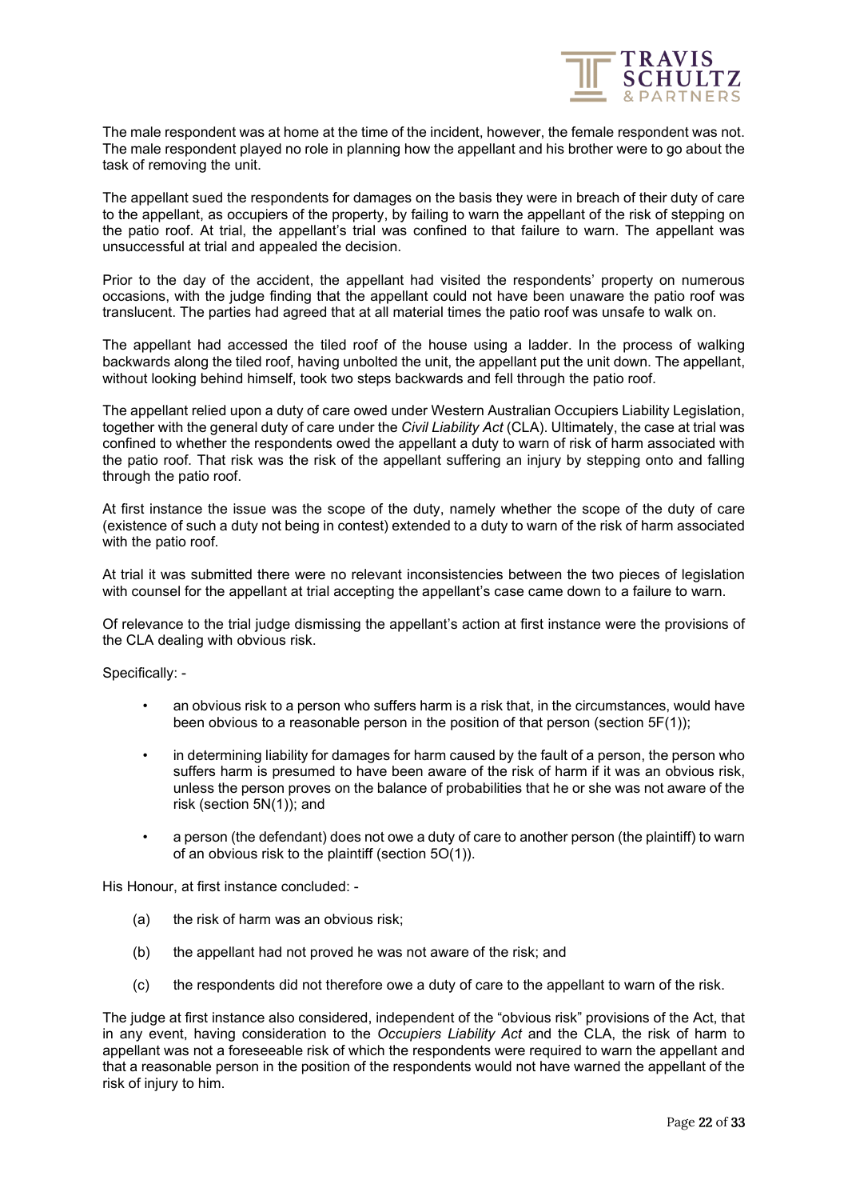The male respondent was at home at the time of the incident, however, the female respondent was not. The male respondent played no role in planning how the appellant and his brother were to go about the task of removing the unit.

The appellant sued the respondents for damages on the basis they were in breach of their duty of care to the appellant, as occupiers of the property, by failing to warn the appellant of the risk of stepping on the patio roof. At trial, the appellant's trial was confined to that failure to warn. The appellant was unsuccessful at trial and appealed the decision.

Prior to the day of the accident, the appellant had visited the respondents' property on numerous occasions, with the judge finding that the appellant could not have been unaware the patio roof was translucent. The parties had agreed that at all material times the patio roof was unsafe to walk on.

The appellant had accessed the tiled roof of the house using a ladder. In the process of walking backwards along the tiled roof, having unbolted the unit, the appellant put the unit down. The appellant, without looking behind himself, took two steps backwards and fell through the patio roof.

The appellant relied upon a duty of care owed under Western Australian Occupiers Liability Legislation, together with the general duty of care under the *Civil Liability Act* (CLA). Ultimately, the case at trial was confined to whether the respondents owed the appellant a duty to warn of risk of harm associated with the patio roof. That risk was the risk of the appellant suffering an injury by stepping onto and falling through the patio roof.

At first instance the issue was the scope of the duty, namely whether the scope of the duty of care (existence of such a duty not being in contest) extended to a duty to warn of the risk of harm associated with the patio roof.

At trial it was submitted there were no relevant inconsistencies between the two pieces of legislation with counsel for the appellant at trial accepting the appellant's case came down to a failure to warn.

Of relevance to the trial judge dismissing the appellant's action at first instance were the provisions of the CLA dealing with obvious risk.

Specifically: -

- an obvious risk to a person who suffers harm is a risk that, in the circumstances, would have been obvious to a reasonable person in the position of that person (section 5F(1));
- in determining liability for damages for harm caused by the fault of a person, the person who suffers harm is presumed to have been aware of the risk of harm if it was an obvious risk, unless the person proves on the balance of probabilities that he or she was not aware of the risk (section 5N(1)); and
- a person (the defendant) does not owe a duty of care to another person (the plaintiff) to warn of an obvious risk to the plaintiff (section 5O(1)).

His Honour, at first instance concluded: -

(a) the risk of harm was an obvious risk;

(b) the appellant had not proved he was not aware of the risk; and

(c) the respondents did not therefore owe a duty of care to the appellant to warn of the risk.

The judge at first instance also considered, independent of the "obvious risk" provisions of the Act, that in any event, having consideration to the *Occupiers Liability Act* and the CLA, the risk of harm to appellant was not a foreseeable risk of which the respondents were required to warn the appellant and that a reasonable person in the position of the respondents would not have warned the appellant of the risk of injury to him.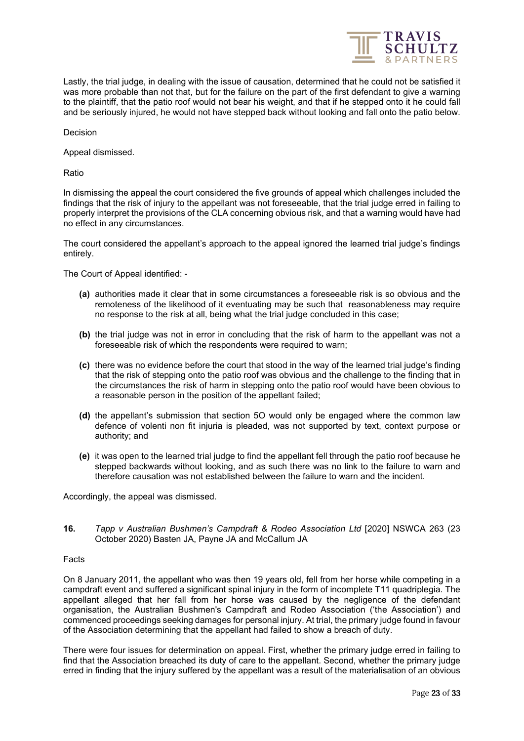Lastly, the trial judge, in dealing with the issue of causation, determined that he could not be satisfied it was more probable than not that, but for the failure on the part of the first defendant to give a warning to the plaintiff, that the patio roof would not bear his weight, and that if he stepped onto it he could fall and be seriously injured, he would not have stepped back without looking and fall onto the patio below.

Decision

Appeal dismissed.

Ratio

In dismissing the appeal the court considered the five grounds of appeal which challenges included the findings that the risk of injury to the appellant was not foreseeable, that the trial judge erred in failing to properly interpret the provisions of the CLA concerning obvious risk, and that a warning would have had no effect in any circumstances.

The court considered the appellant's approach to the appeal ignored the learned trial judge's findings entirely.

The Court of Appeal identified: -

- **(a)** authorities made it clear that in some circumstances a foreseeable risk is so obvious and the remoteness of the likelihood of it eventuating may be such that reasonableness may require no response to the risk at all, being what the trial judge concluded in this case;
- **(b)** the trial judge was not in error in concluding that the risk of harm to the appellant was not a foreseeable risk of which the respondents were required to warn;
- **(c)** there was no evidence before the court that stood in the way of the learned trial judge's finding that the risk of stepping onto the patio roof was obvious and the challenge to the finding that in the circumstances the risk of harm in stepping onto the patio roof would have been obvious to a reasonable person in the position of the appellant failed;
- **(d)** the appellant's submission that section 5O would only be engaged where the common law defence of volenti non fit injuria is pleaded, was not supported by text, context purpose or authority; and
- **(e)** it was open to the learned trial judge to find the appellant fell through the patio roof because he stepped backwards without looking, and as such there was no link to the failure to warn and therefore causation was not established between the failure to warn and the incident.

Accordingly, the appeal was dismissed.

**16.** *Tapp v Australian Bushmen's Campdraft & Rodeo Association Ltd* [2020] NSWCA 263 (23 October 2020) Basten JA, Payne JA and McCallum JA

Facts

On 8 January 2011, the appellant who was then 19 years old, fell from her horse while competing in a campdraft event and suffered a significant spinal injury in the form of incomplete T11 quadriplegia. The appellant alleged that her fall from her horse was caused by the negligence of the defendant organisation, the Australian Bushmen's Campdraft and Rodeo Association ('the Association') and commenced proceedings seeking damages for personal injury. At trial, the primary judge found in favour of the Association determining that the appellant had failed to show a breach of duty.

There were four issues for determination on appeal. First, whether the primary judge erred in failing to find that the Association breached its duty of care to the appellant. Second, whether the primary judge erred in finding that the injury suffered by the appellant was a result of the materialisation of an obvious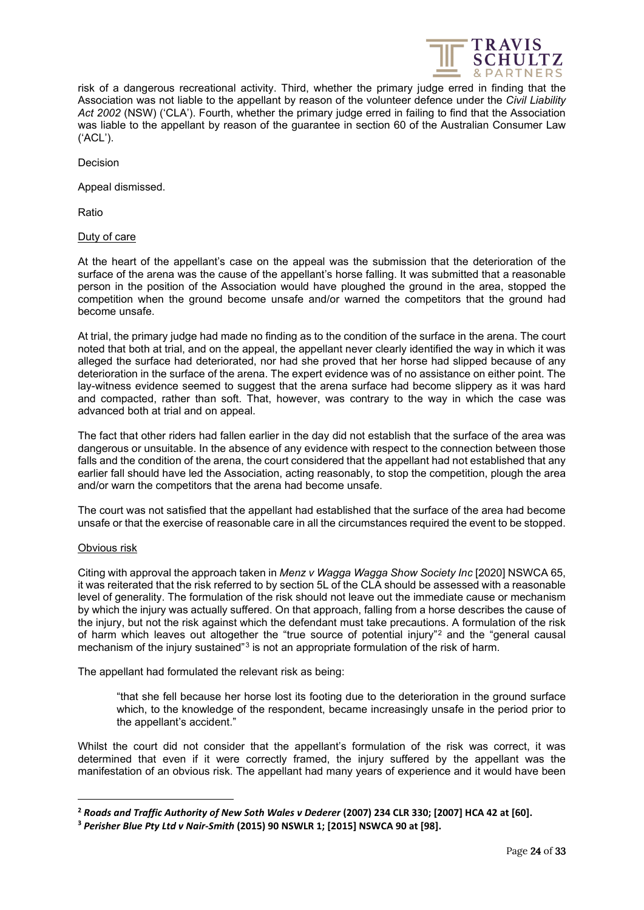risk of a dangerous recreational activity. Third, whether the primary judge erred in finding that the Association was not liable to the appellant by reason of the volunteer defence under the *Civil Liability Act 2002* (NSW) ('CLA'). Fourth, whether the primary judge erred in failing to find that the Association was liable to the appellant by reason of the guarantee in section 60 of the Australian Consumer Law ('ACL').

Decision

Appeal dismissed.

Ratio

Duty of care

At the heart of the appellant's case on the appeal was the submission that the deterioration of the surface of the arena was the cause of the appellant's horse falling. It was submitted that a reasonable person in the position of the Association would have ploughed the ground in the area, stopped the competition when the ground become unsafe and/or warned the competitors that the ground had become unsafe.

At trial, the primary judge had made no finding as to the condition of the surface in the arena. The court noted that both at trial, and on the appeal, the appellant never clearly identified the way in which it was alleged the surface had deteriorated, nor had she proved that her horse had slipped because of any deterioration in the surface of the arena. The expert evidence was of no assistance on either point. The lay-witness evidence seemed to suggest that the arena surface had become slippery as it was hard and compacted, rather than soft. That, however, was contrary to the way in which the case was advanced both at trial and on appeal.

The fact that other riders had fallen earlier in the day did not establish that the surface of the area was dangerous or unsuitable. In the absence of any evidence with respect to the connection between those falls and the condition of the arena, the court considered that the appellant had not established that any earlier fall should have led the Association, acting reasonably, to stop the competition, plough the area and/or warn the competitors that the arena had become unsafe.

The court was not satisfied that the appellant had established that the surface of the area had become unsafe or that the exercise of reasonable care in all the circumstances required the event to be stopped.

Obvious risk

Citing with approval the approach taken in *Menz v Wagga Wagga Show Society Inc* [2020] NSWCA 65, it was reiterated that the risk referred to by section 5L of the CLA should be assessed with a reasonable level of generality. The formulation of the risk should not leave out the immediate cause or mechanism by which the injury was actually suffered. On that approach, falling from a horse describes the cause of the injury, but not the risk against which the defendant must take precautions. A formulation of the risk of harm which leaves out altogether the "true source of potential injury"[2] and the "general causal mechanism of the injury sustained"[3] is not an appropriate formulation of the risk of harm.

The appellant had formulated the relevant risk as being:

> "that she fell because her horse lost its footing due to the deterioration in the ground surface which, to the knowledge of the respondent, became increasingly unsafe in the period prior to the appellant's accident."

Whilst the court did not consider that the appellant's formulation of the risk was correct, it was determined that even if it were correctly framed, the injury suffered by the appellant was the manifestation of an obvious risk. The appellant had many years of experience and it would have been

---

[2] ***Roads and Traffic Authority of New Soth Wales v Dederer* (2007) 234 CLR 330; [2007] HCA 42 at [60].**

[3] ***Perisher Blue Pty Ltd v Nair-Smith* (2015) 90 NSWLR 1; [2015] NSWCA 90 at [98].**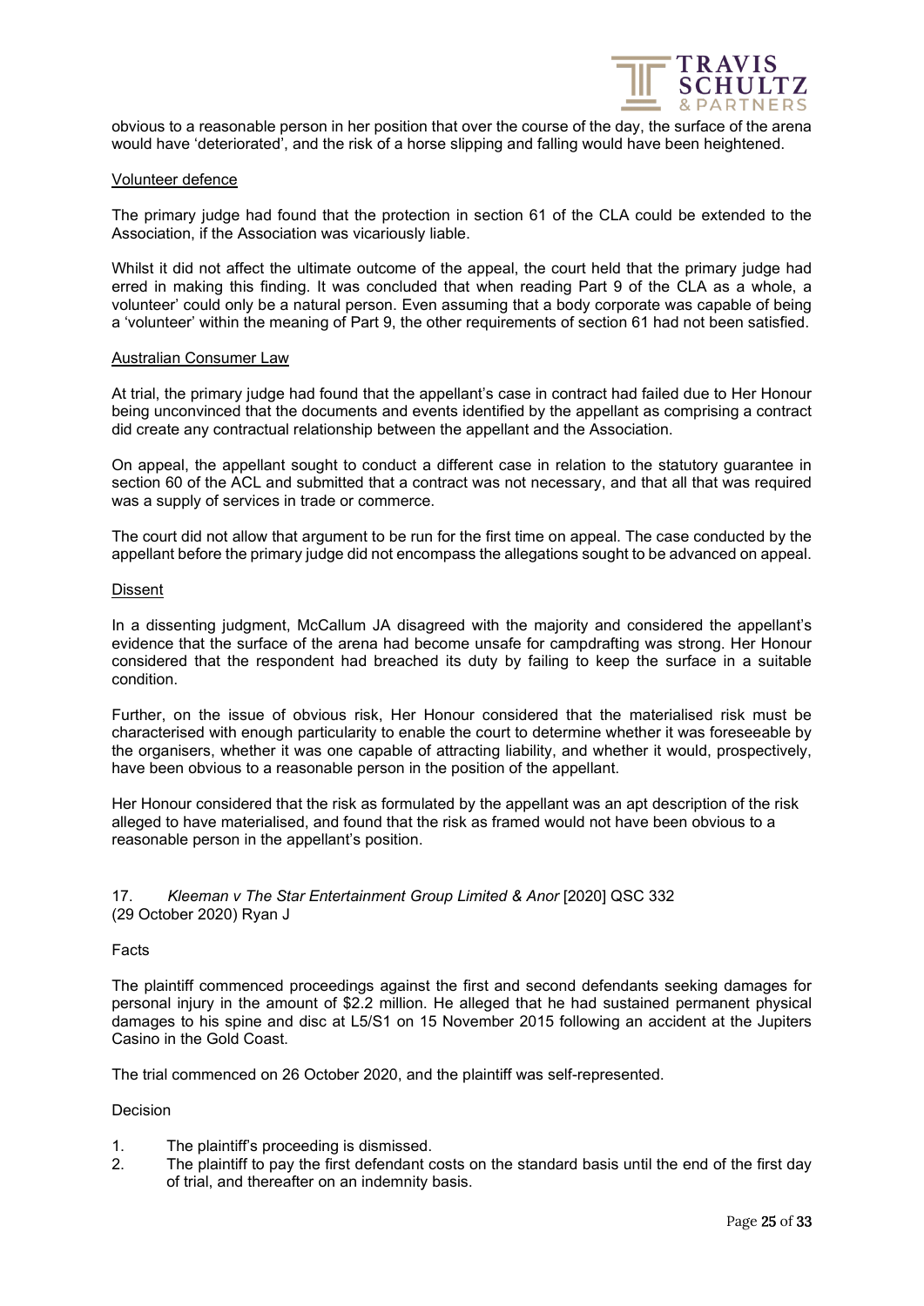obvious to a reasonable person in her position that over the course of the day, the surface of the arena would have 'deteriorated', and the risk of a horse slipping and falling would have been heightened.

<u>Volunteer defence</u>

The primary judge had found that the protection in section 61 of the CLA could be extended to the Association, if the Association was vicariously liable.

Whilst it did not affect the ultimate outcome of the appeal, the court held that the primary judge had erred in making this finding. It was concluded that when reading Part 9 of the CLA as a whole, a volunteer' could only be a natural person. Even assuming that a body corporate was capable of being a 'volunteer' within the meaning of Part 9, the other requirements of section 61 had not been satisfied.

<u>Australian Consumer Law</u>

At trial, the primary judge had found that the appellant's case in contract had failed due to Her Honour being unconvinced that the documents and events identified by the appellant as comprising a contract did create any contractual relationship between the appellant and the Association.

On appeal, the appellant sought to conduct a different case in relation to the statutory guarantee in section 60 of the ACL and submitted that a contract was not necessary, and that all that was required was a supply of services in trade or commerce.

The court did not allow that argument to be run for the first time on appeal. The case conducted by the appellant before the primary judge did not encompass the allegations sought to be advanced on appeal.

<u>Dissent</u>

In a dissenting judgment, McCallum JA disagreed with the majority and considered the appellant's evidence that the surface of the arena had become unsafe for campdrafting was strong. Her Honour considered that the respondent had breached its duty by failing to keep the surface in a suitable condition.

Further, on the issue of obvious risk, Her Honour considered that the materialised risk must be characterised with enough particularity to enable the court to determine whether it was foreseeable by the organisers, whether it was one capable of attracting liability, and whether it would, prospectively, have been obvious to a reasonable person in the position of the appellant.

Her Honour considered that the risk as formulated by the appellant was an apt description of the risk alleged to have materialised, and found that the risk as framed would not have been obvious to a reasonable person in the appellant's position.

17. *Kleeman v The Star Entertainment Group Limited & Anor* [2020] QSC 332
(29 October 2020) Ryan J

Facts

The plaintiff commenced proceedings against the first and second defendants seeking damages for personal injury in the amount of $2.2 million. He alleged that he had sustained permanent physical damages to his spine and disc at L5/S1 on 15 November 2015 following an accident at the Jupiters Casino in the Gold Coast.

The trial commenced on 26 October 2020, and the plaintiff was self-represented.

Decision

1. The plaintiff's proceeding is dismissed.
2. The plaintiff to pay the first defendant costs on the standard basis until the end of the first day of trial, and thereafter on an indemnity basis.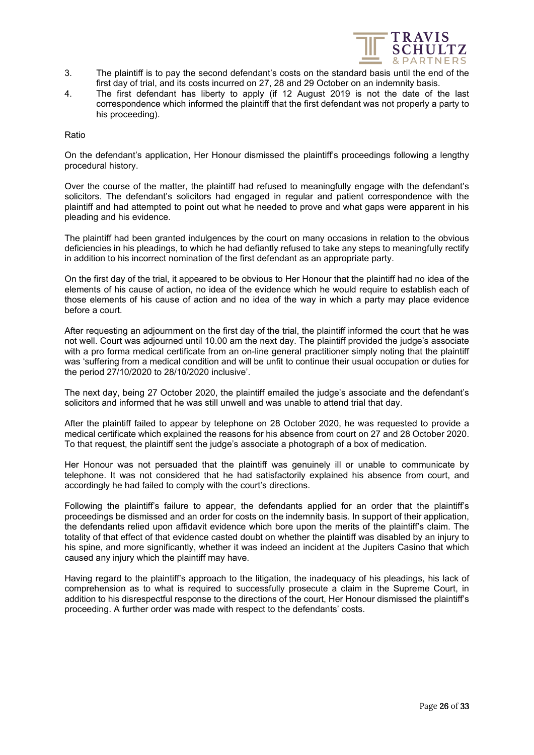3. The plaintiff is to pay the second defendant's costs on the standard basis until the end of the first day of trial, and its costs incurred on 27, 28 and 29 October on an indemnity basis.
4. The first defendant has liberty to apply (if 12 August 2019 is not the date of the last correspondence which informed the plaintiff that the first defendant was not properly a party to his proceeding).

Ratio

On the defendant's application, Her Honour dismissed the plaintiff's proceedings following a lengthy procedural history.

Over the course of the matter, the plaintiff had refused to meaningfully engage with the defendant's solicitors. The defendant's solicitors had engaged in regular and patient correspondence with the plaintiff and had attempted to point out what he needed to prove and what gaps were apparent in his pleading and his evidence.

The plaintiff had been granted indulgences by the court on many occasions in relation to the obvious deficiencies in his pleadings, to which he had defiantly refused to take any steps to meaningfully rectify in addition to his incorrect nomination of the first defendant as an appropriate party.

On the first day of the trial, it appeared to be obvious to Her Honour that the plaintiff had no idea of the elements of his cause of action, no idea of the evidence which he would require to establish each of those elements of his cause of action and no idea of the way in which a party may place evidence before a court.

After requesting an adjournment on the first day of the trial, the plaintiff informed the court that he was not well. Court was adjourned until 10.00 am the next day. The plaintiff provided the judge's associate with a pro forma medical certificate from an on-line general practitioner simply noting that the plaintiff was 'suffering from a medical condition and will be unfit to continue their usual occupation or duties for the period 27/10/2020 to 28/10/2020 inclusive'.

The next day, being 27 October 2020, the plaintiff emailed the judge's associate and the defendant's solicitors and informed that he was still unwell and was unable to attend trial that day.

After the plaintiff failed to appear by telephone on 28 October 2020, he was requested to provide a medical certificate which explained the reasons for his absence from court on 27 and 28 October 2020. To that request, the plaintiff sent the judge's associate a photograph of a box of medication.

Her Honour was not persuaded that the plaintiff was genuinely ill or unable to communicate by telephone. It was not considered that he had satisfactorily explained his absence from court, and accordingly he had failed to comply with the court's directions.

Following the plaintiff's failure to appear, the defendants applied for an order that the plaintiff's proceedings be dismissed and an order for costs on the indemnity basis. In support of their application, the defendants relied upon affidavit evidence which bore upon the merits of the plaintiff's claim. The totality of that effect of that evidence casted doubt on whether the plaintiff was disabled by an injury to his spine, and more significantly, whether it was indeed an incident at the Jupiters Casino that which caused any injury which the plaintiff may have.

Having regard to the plaintiff's approach to the litigation, the inadequacy of his pleadings, his lack of comprehension as to what is required to successfully prosecute a claim in the Supreme Court, in addition to his disrespectful response to the directions of the court, Her Honour dismissed the plaintiff's proceeding. A further order was made with respect to the defendants' costs.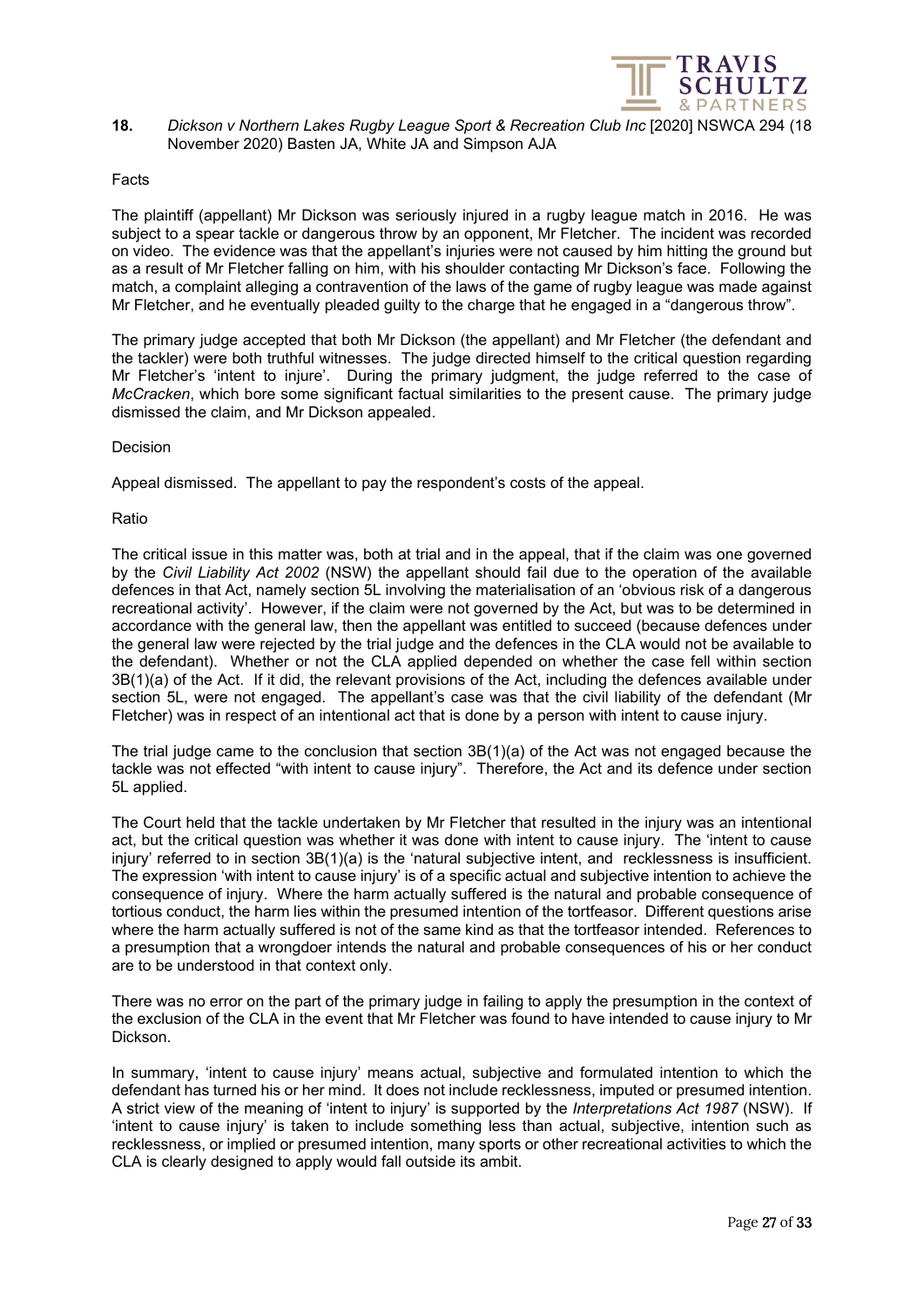**18.** *Dickson v Northern Lakes Rugby League Sport & Recreation Club Inc* [2020] NSWCA 294 (18 November 2020) Basten JA, White JA and Simpson AJA

Facts

The plaintiff (appellant) Mr Dickson was seriously injured in a rugby league match in 2016. He was subject to a spear tackle or dangerous throw by an opponent, Mr Fletcher. The incident was recorded on video. The evidence was that the appellant's injuries were not caused by him hitting the ground but as a result of Mr Fletcher falling on him, with his shoulder contacting Mr Dickson's face. Following the match, a complaint alleging a contravention of the laws of the game of rugby league was made against Mr Fletcher, and he eventually pleaded guilty to the charge that he engaged in a "dangerous throw".

The primary judge accepted that both Mr Dickson (the appellant) and Mr Fletcher (the defendant and the tackler) were both truthful witnesses. The judge directed himself to the critical question regarding Mr Fletcher's 'intent to injure'. During the primary judgment, the judge referred to the case of *McCracken*, which bore some significant factual similarities to the present cause. The primary judge dismissed the claim, and Mr Dickson appealed.

Decision

Appeal dismissed. The appellant to pay the respondent's costs of the appeal.

Ratio

The critical issue in this matter was, both at trial and in the appeal, that if the claim was one governed by the *Civil Liability Act 2002* (NSW) the appellant should fail due to the operation of the available defences in that Act, namely section 5L involving the materialisation of an 'obvious risk of a dangerous recreational activity'. However, if the claim were not governed by the Act, but was to be determined in accordance with the general law, then the appellant was entitled to succeed (because defences under the general law were rejected by the trial judge and the defences in the CLA would not be available to the defendant). Whether or not the CLA applied depended on whether the case fell within section 3B(1)(a) of the Act. If it did, the relevant provisions of the Act, including the defences available under section 5L, were not engaged. The appellant's case was that the civil liability of the defendant (Mr Fletcher) was in respect of an intentional act that is done by a person with intent to cause injury.

The trial judge came to the conclusion that section 3B(1)(a) of the Act was not engaged because the tackle was not effected "with intent to cause injury". Therefore, the Act and its defence under section 5L applied.

The Court held that the tackle undertaken by Mr Fletcher that resulted in the injury was an intentional act, but the critical question was whether it was done with intent to cause injury. The 'intent to cause injury' referred to in section 3B(1)(a) is the 'natural subjective intent, and recklessness is insufficient. The expression 'with intent to cause injury' is of a specific actual and subjective intention to achieve the consequence of injury. Where the harm actually suffered is the natural and probable consequence of tortious conduct, the harm lies within the presumed intention of the tortfeasor. Different questions arise where the harm actually suffered is not of the same kind as that the tortfeasor intended. References to a presumption that a wrongdoer intends the natural and probable consequences of his or her conduct are to be understood in that context only.

There was no error on the part of the primary judge in failing to apply the presumption in the context of the exclusion of the CLA in the event that Mr Fletcher was found to have intended to cause injury to Mr Dickson.

In summary, 'intent to cause injury' means actual, subjective and formulated intention to which the defendant has turned his or her mind. It does not include recklessness, imputed or presumed intention. A strict view of the meaning of 'intent to injury' is supported by the *Interpretations Act 1987* (NSW). If 'intent to cause injury' is taken to include something less than actual, subjective, intention such as recklessness, or implied or presumed intention, many sports or other recreational activities to which the CLA is clearly designed to apply would fall outside its ambit.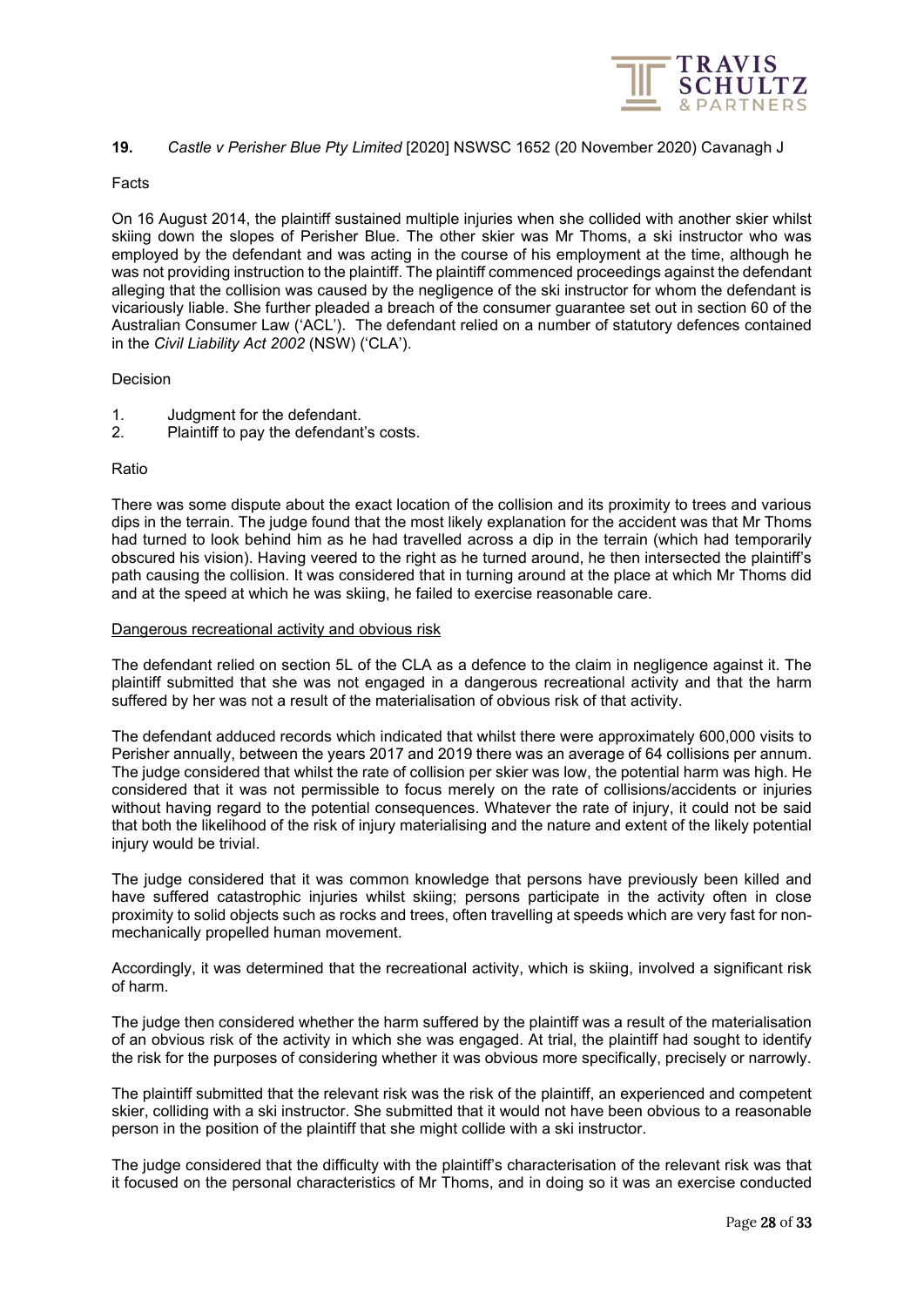**19.** *Castle v Perisher Blue Pty Limited* [2020] NSWSC 1652 (20 November 2020) Cavanagh J

Facts

On 16 August 2014, the plaintiff sustained multiple injuries when she collided with another skier whilst skiing down the slopes of Perisher Blue. The other skier was Mr Thoms, a ski instructor who was employed by the defendant and was acting in the course of his employment at the time, although he was not providing instruction to the plaintiff. The plaintiff commenced proceedings against the defendant alleging that the collision was caused by the negligence of the ski instructor for whom the defendant is vicariously liable. She further pleaded a breach of the consumer guarantee set out in section 60 of the Australian Consumer Law ('ACL'). The defendant relied on a number of statutory defences contained in the *Civil Liability Act 2002* (NSW) ('CLA').

Decision

1. Judgment for the defendant.
2. Plaintiff to pay the defendant's costs.

Ratio

There was some dispute about the exact location of the collision and its proximity to trees and various dips in the terrain. The judge found that the most likely explanation for the accident was that Mr Thoms had turned to look behind him as he had travelled across a dip in the terrain (which had temporarily obscured his vision). Having veered to the right as he turned around, he then intersected the plaintiff's path causing the collision. It was considered that in turning around at the place at which Mr Thoms did and at the speed at which he was skiing, he failed to exercise reasonable care.

<u>Dangerous recreational activity and obvious risk</u>

The defendant relied on section 5L of the CLA as a defence to the claim in negligence against it. The plaintiff submitted that she was not engaged in a dangerous recreational activity and that the harm suffered by her was not a result of the materialisation of obvious risk of that activity.

The defendant adduced records which indicated that whilst there were approximately 600,000 visits to Perisher annually, between the years 2017 and 2019 there was an average of 64 collisions per annum. The judge considered that whilst the rate of collision per skier was low, the potential harm was high. He considered that it was not permissible to focus merely on the rate of collisions/accidents or injuries without having regard to the potential consequences. Whatever the rate of injury, it could not be said that both the likelihood of the risk of injury materialising and the nature and extent of the likely potential injury would be trivial.

The judge considered that it was common knowledge that persons have previously been killed and have suffered catastrophic injuries whilst skiing; persons participate in the activity often in close proximity to solid objects such as rocks and trees, often travelling at speeds which are very fast for non-mechanically propelled human movement.

Accordingly, it was determined that the recreational activity, which is skiing, involved a significant risk of harm.

The judge then considered whether the harm suffered by the plaintiff was a result of the materialisation of an obvious risk of the activity in which she was engaged. At trial, the plaintiff had sought to identify the risk for the purposes of considering whether it was obvious more specifically, precisely or narrowly.

The plaintiff submitted that the relevant risk was the risk of the plaintiff, an experienced and competent skier, colliding with a ski instructor. She submitted that it would not have been obvious to a reasonable person in the position of the plaintiff that she might collide with a ski instructor.

The judge considered that the difficulty with the plaintiff's characterisation of the relevant risk was that it focused on the personal characteristics of Mr Thoms, and in doing so it was an exercise conducted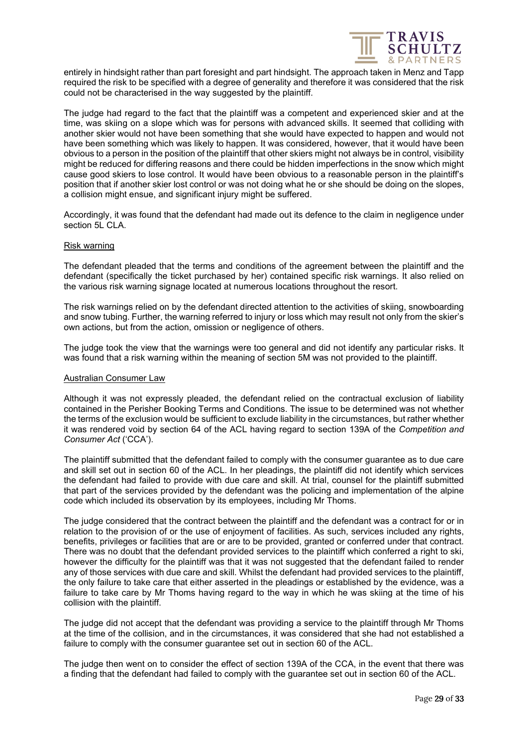entirely in hindsight rather than part foresight and part hindsight. The approach taken in Menz and Tapp required the risk to be specified with a degree of generality and therefore it was considered that the risk could not be characterised in the way suggested by the plaintiff.

The judge had regard to the fact that the plaintiff was a competent and experienced skier and at the time, was skiing on a slope which was for persons with advanced skills. It seemed that colliding with another skier would not have been something that she would have expected to happen and would not have been something which was likely to happen. It was considered, however, that it would have been obvious to a person in the position of the plaintiff that other skiers might not always be in control, visibility might be reduced for differing reasons and there could be hidden imperfections in the snow which might cause good skiers to lose control. It would have been obvious to a reasonable person in the plaintiff's position that if another skier lost control or was not doing what he or she should be doing on the slopes, a collision might ensue, and significant injury might be suffered.

Accordingly, it was found that the defendant had made out its defence to the claim in negligence under section 5L CLA.

<u>Risk warning</u>

The defendant pleaded that the terms and conditions of the agreement between the plaintiff and the defendant (specifically the ticket purchased by her) contained specific risk warnings. It also relied on the various risk warning signage located at numerous locations throughout the resort.

The risk warnings relied on by the defendant directed attention to the activities of skiing, snowboarding and snow tubing. Further, the warning referred to injury or loss which may result not only from the skier's own actions, but from the action, omission or negligence of others.

The judge took the view that the warnings were too general and did not identify any particular risks. It was found that a risk warning within the meaning of section 5M was not provided to the plaintiff.

<u>Australian Consumer Law</u>

Although it was not expressly pleaded, the defendant relied on the contractual exclusion of liability contained in the Perisher Booking Terms and Conditions. The issue to be determined was not whether the terms of the exclusion would be sufficient to exclude liability in the circumstances, but rather whether it was rendered void by section 64 of the ACL having regard to section 139A of the *Competition and Consumer Act* ('CCA').

The plaintiff submitted that the defendant failed to comply with the consumer guarantee as to due care and skill set out in section 60 of the ACL. In her pleadings, the plaintiff did not identify which services the defendant had failed to provide with due care and skill. At trial, counsel for the plaintiff submitted that part of the services provided by the defendant was the policing and implementation of the alpine code which included its observation by its employees, including Mr Thoms.

The judge considered that the contract between the plaintiff and the defendant was a contract for or in relation to the provision of or the use of enjoyment of facilities. As such, services included any rights, benefits, privileges or facilities that are or are to be provided, granted or conferred under that contract. There was no doubt that the defendant provided services to the plaintiff which conferred a right to ski, however the difficulty for the plaintiff was that it was not suggested that the defendant failed to render any of those services with due care and skill. Whilst the defendant had provided services to the plaintiff, the only failure to take care that either asserted in the pleadings or established by the evidence, was a failure to take care by Mr Thoms having regard to the way in which he was skiing at the time of his collision with the plaintiff.

The judge did not accept that the defendant was providing a service to the plaintiff through Mr Thoms at the time of the collision, and in the circumstances, it was considered that she had not established a failure to comply with the consumer guarantee set out in section 60 of the ACL.

The judge then went on to consider the effect of section 139A of the CCA, in the event that there was a finding that the defendant had failed to comply with the guarantee set out in section 60 of the ACL.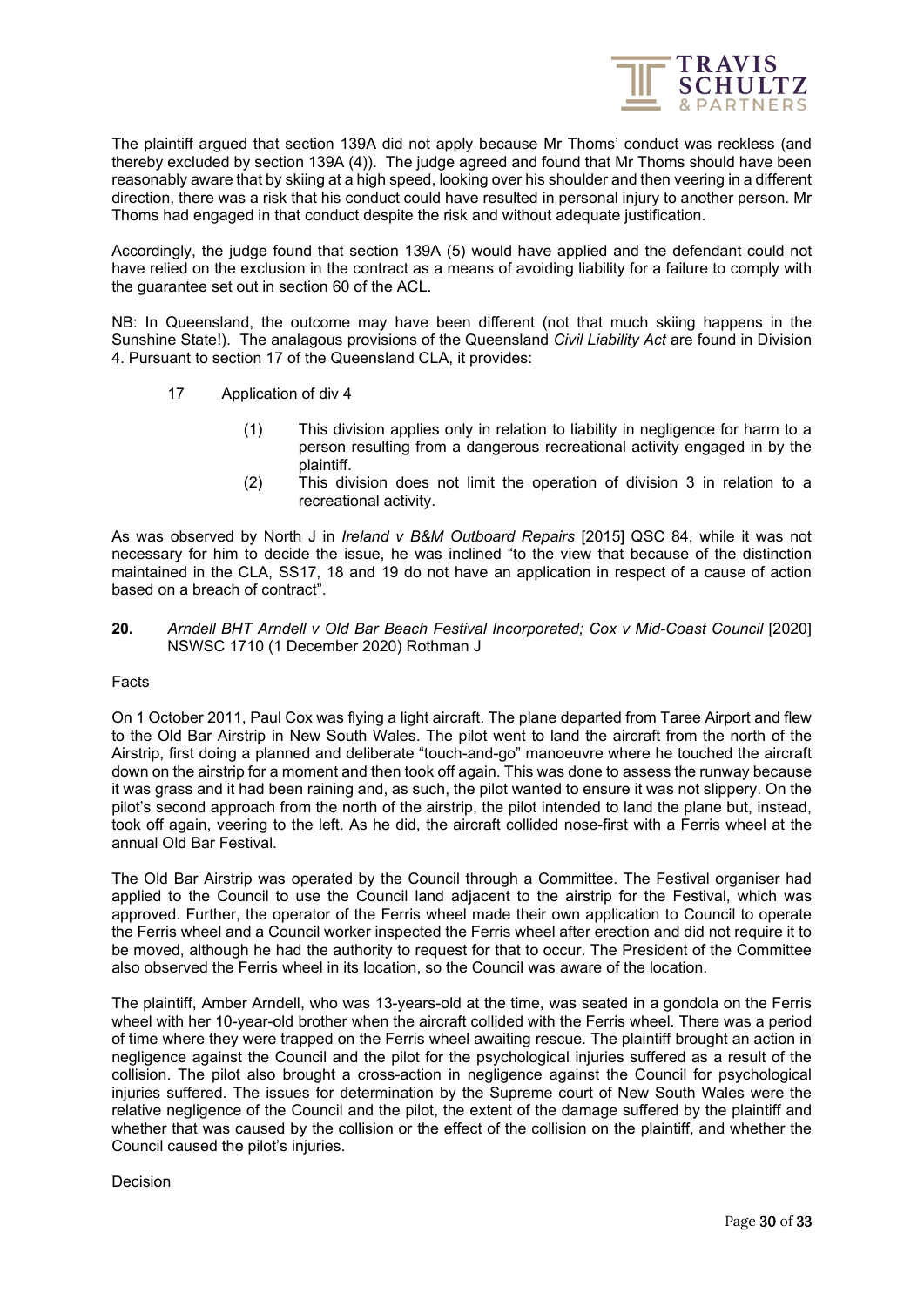The plaintiff argued that section 139A did not apply because Mr Thoms' conduct was reckless (and thereby excluded by section 139A (4)). The judge agreed and found that Mr Thoms should have been reasonably aware that by skiing at a high speed, looking over his shoulder and then veering in a different direction, there was a risk that his conduct could have resulted in personal injury to another person. Mr Thoms had engaged in that conduct despite the risk and without adequate justification.

Accordingly, the judge found that section 139A (5) would have applied and the defendant could not have relied on the exclusion in the contract as a means of avoiding liability for a failure to comply with the guarantee set out in section 60 of the ACL.

NB: In Queensland, the outcome may have been different (not that much skiing happens in the Sunshine State!). The analagous provisions of the Queensland *Civil Liability Act* are found in Division 4. Pursuant to section 17 of the Queensland CLA, it provides:

> 17 Application of div 4
>
> (1) This division applies only in relation to liability in negligence for harm to a person resulting from a dangerous recreational activity engaged in by the plaintiff.
>
> (2) This division does not limit the operation of division 3 in relation to a recreational activity.

As was observed by North J in *Ireland v B&M Outboard Repairs* [2015] QSC 84, while it was not necessary for him to decide the issue, he was inclined "to the view that because of the distinction maintained in the CLA, SS17, 18 and 19 do not have an application in respect of a cause of action based on a breach of contract".

**20.** *Arndell BHT Arndell v Old Bar Beach Festival Incorporated; Cox v Mid-Coast Council* [2020] NSWSC 1710 (1 December 2020) Rothman J

Facts

On 1 October 2011, Paul Cox was flying a light aircraft. The plane departed from Taree Airport and flew to the Old Bar Airstrip in New South Wales. The pilot went to land the aircraft from the north of the Airstrip, first doing a planned and deliberate "touch-and-go" manoeuvre where he touched the aircraft down on the airstrip for a moment and then took off again. This was done to assess the runway because it was grass and it had been raining and, as such, the pilot wanted to ensure it was not slippery. On the pilot's second approach from the north of the airstrip, the pilot intended to land the plane but, instead, took off again, veering to the left. As he did, the aircraft collided nose-first with a Ferris wheel at the annual Old Bar Festival.

The Old Bar Airstrip was operated by the Council through a Committee. The Festival organiser had applied to the Council to use the Council land adjacent to the airstrip for the Festival, which was approved. Further, the operator of the Ferris wheel made their own application to Council to operate the Ferris wheel and a Council worker inspected the Ferris wheel after erection and did not require it to be moved, although he had the authority to request for that to occur. The President of the Committee also observed the Ferris wheel in its location, so the Council was aware of the location.

The plaintiff, Amber Arndell, who was 13-years-old at the time, was seated in a gondola on the Ferris wheel with her 10-year-old brother when the aircraft collided with the Ferris wheel. There was a period of time where they were trapped on the Ferris wheel awaiting rescue. The plaintiff brought an action in negligence against the Council and the pilot for the psychological injuries suffered as a result of the collision. The pilot also brought a cross-action in negligence against the Council for psychological injuries suffered. The issues for determination by the Supreme court of New South Wales were the relative negligence of the Council and the pilot, the extent of the damage suffered by the plaintiff and whether that was caused by the collision or the effect of the collision on the plaintiff, and whether the Council caused the pilot's injuries.

Decision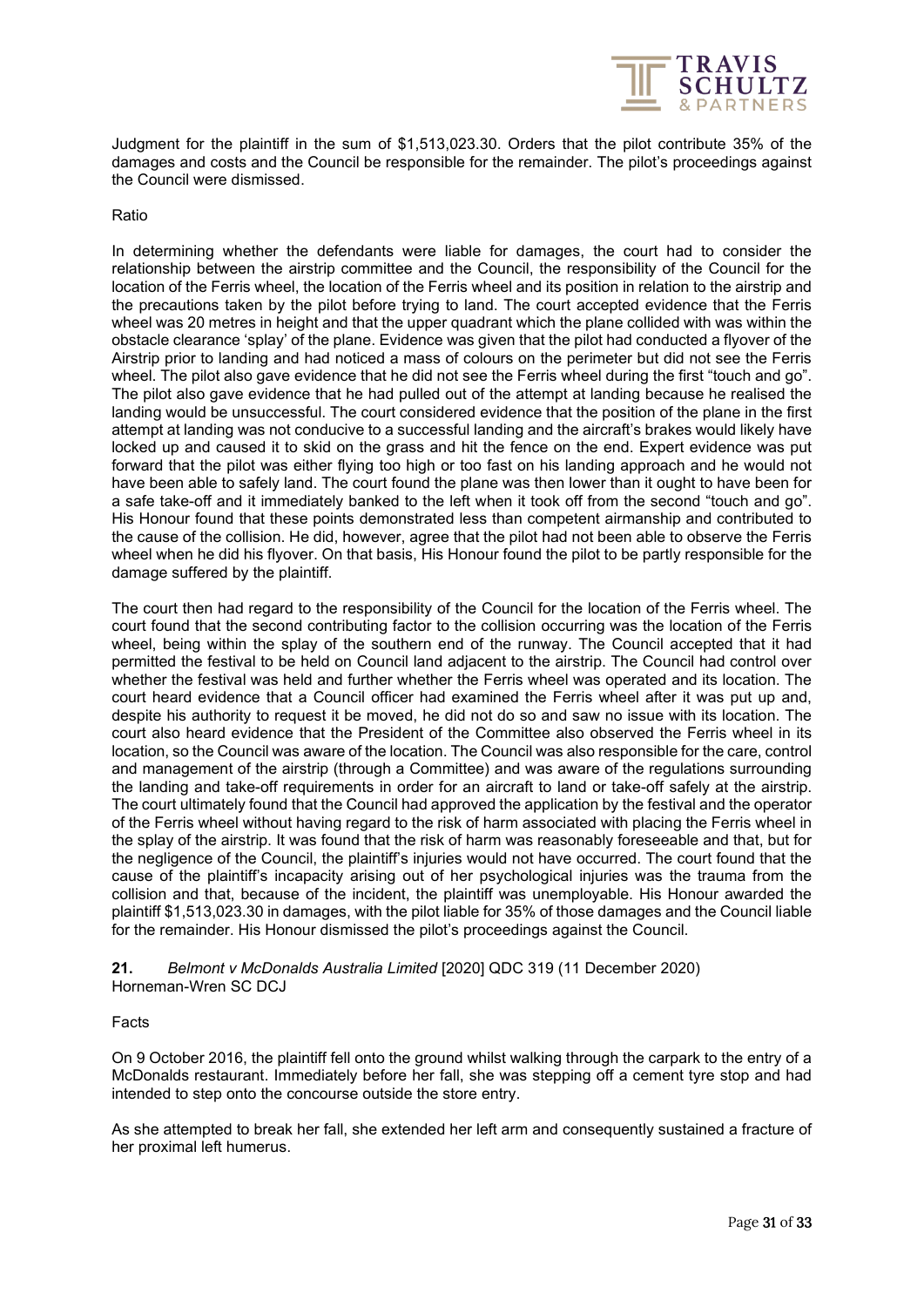Judgment for the plaintiff in the sum of $1,513,023.30. Orders that the pilot contribute 35% of the damages and costs and the Council be responsible for the remainder. The pilot's proceedings against the Council were dismissed.

Ratio

In determining whether the defendants were liable for damages, the court had to consider the relationship between the airstrip committee and the Council, the responsibility of the Council for the location of the Ferris wheel, the location of the Ferris wheel and its position in relation to the airstrip and the precautions taken by the pilot before trying to land. The court accepted evidence that the Ferris wheel was 20 metres in height and that the upper quadrant which the plane collided with was within the obstacle clearance 'splay' of the plane. Evidence was given that the pilot had conducted a flyover of the Airstrip prior to landing and had noticed a mass of colours on the perimeter but did not see the Ferris wheel. The pilot also gave evidence that he did not see the Ferris wheel during the first "touch and go". The pilot also gave evidence that he had pulled out of the attempt at landing because he realised the landing would be unsuccessful. The court considered evidence that the position of the plane in the first attempt at landing was not conducive to a successful landing and the aircraft's brakes would likely have locked up and caused it to skid on the grass and hit the fence on the end. Expert evidence was put forward that the pilot was either flying too high or too fast on his landing approach and he would not have been able to safely land. The court found the plane was then lower than it ought to have been for a safe take-off and it immediately banked to the left when it took off from the second "touch and go". His Honour found that these points demonstrated less than competent airmanship and contributed to the cause of the collision. He did, however, agree that the pilot had not been able to observe the Ferris wheel when he did his flyover. On that basis, His Honour found the pilot to be partly responsible for the damage suffered by the plaintiff.

The court then had regard to the responsibility of the Council for the location of the Ferris wheel. The court found that the second contributing factor to the collision occurring was the location of the Ferris wheel, being within the splay of the southern end of the runway. The Council accepted that it had permitted the festival to be held on Council land adjacent to the airstrip. The Council had control over whether the festival was held and further whether the Ferris wheel was operated and its location. The court heard evidence that a Council officer had examined the Ferris wheel after it was put up and, despite his authority to request it be moved, he did not do so and saw no issue with its location. The court also heard evidence that the President of the Committee also observed the Ferris wheel in its location, so the Council was aware of the location. The Council was also responsible for the care, control and management of the airstrip (through a Committee) and was aware of the regulations surrounding the landing and take-off requirements in order for an aircraft to land or take-off safely at the airstrip. The court ultimately found that the Council had approved the application by the festival and the operator of the Ferris wheel without having regard to the risk of harm associated with placing the Ferris wheel in the splay of the airstrip. It was found that the risk of harm was reasonably foreseeable and that, but for the negligence of the Council, the plaintiff's injuries would not have occurred. The court found that the cause of the plaintiff's incapacity arising out of her psychological injuries was the trauma from the collision and that, because of the incident, the plaintiff was unemployable. His Honour awarded the plaintiff $1,513,023.30 in damages, with the pilot liable for 35% of those damages and the Council liable for the remainder. His Honour dismissed the pilot's proceedings against the Council.

**21.** *Belmont v McDonalds Australia Limited* [2020] QDC 319 (11 December 2020)
Horneman-Wren SC DCJ

Facts

On 9 October 2016, the plaintiff fell onto the ground whilst walking through the carpark to the entry of a McDonalds restaurant. Immediately before her fall, she was stepping off a cement tyre stop and had intended to step onto the concourse outside the store entry.

As she attempted to break her fall, she extended her left arm and consequently sustained a fracture of her proximal left humerus.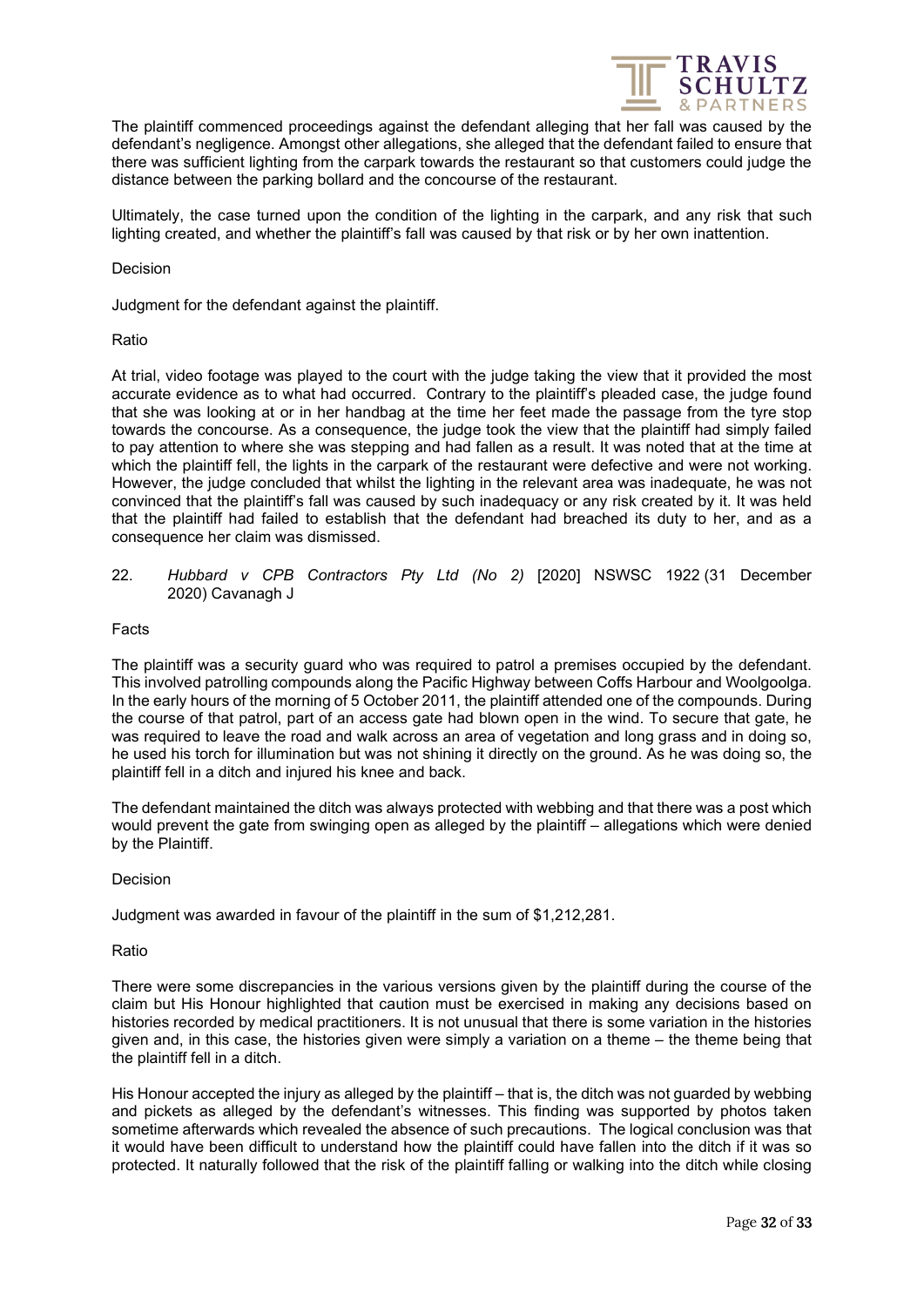The plaintiff commenced proceedings against the defendant alleging that her fall was caused by the defendant's negligence. Amongst other allegations, she alleged that the defendant failed to ensure that there was sufficient lighting from the carpark towards the restaurant so that customers could judge the distance between the parking bollard and the concourse of the restaurant.

Ultimately, the case turned upon the condition of the lighting in the carpark, and any risk that such lighting created, and whether the plaintiff's fall was caused by that risk or by her own inattention.

Decision

Judgment for the defendant against the plaintiff.

Ratio

At trial, video footage was played to the court with the judge taking the view that it provided the most accurate evidence as to what had occurred. Contrary to the plaintiff's pleaded case, the judge found that she was looking at or in her handbag at the time her feet made the passage from the tyre stop towards the concourse. As a consequence, the judge took the view that the plaintiff had simply failed to pay attention to where she was stepping and had fallen as a result. It was noted that at the time at which the plaintiff fell, the lights in the carpark of the restaurant were defective and were not working. However, the judge concluded that whilst the lighting in the relevant area was inadequate, he was not convinced that the plaintiff's fall was caused by such inadequacy or any risk created by it. It was held that the plaintiff had failed to establish that the defendant had breached its duty to her, and as a consequence her claim was dismissed.

22. *Hubbard v CPB Contractors Pty Ltd (No 2)* [2020] NSWSC 1922 (31 December 2020) Cavanagh J

Facts

The plaintiff was a security guard who was required to patrol a premises occupied by the defendant. This involved patrolling compounds along the Pacific Highway between Coffs Harbour and Woolgoolga. In the early hours of the morning of 5 October 2011, the plaintiff attended one of the compounds. During the course of that patrol, part of an access gate had blown open in the wind. To secure that gate, he was required to leave the road and walk across an area of vegetation and long grass and in doing so, he used his torch for illumination but was not shining it directly on the ground. As he was doing so, the plaintiff fell in a ditch and injured his knee and back.

The defendant maintained the ditch was always protected with webbing and that there was a post which would prevent the gate from swinging open as alleged by the plaintiff – allegations which were denied by the Plaintiff.

Decision

Judgment was awarded in favour of the plaintiff in the sum of $1,212,281.

Ratio

There were some discrepancies in the various versions given by the plaintiff during the course of the claim but His Honour highlighted that caution must be exercised in making any decisions based on histories recorded by medical practitioners. It is not unusual that there is some variation in the histories given and, in this case, the histories given were simply a variation on a theme – the theme being that the plaintiff fell in a ditch.

His Honour accepted the injury as alleged by the plaintiff – that is, the ditch was not guarded by webbing and pickets as alleged by the defendant's witnesses. This finding was supported by photos taken sometime afterwards which revealed the absence of such precautions. The logical conclusion was that it would have been difficult to understand how the plaintiff could have fallen into the ditch if it was so protected. It naturally followed that the risk of the plaintiff falling or walking into the ditch while closing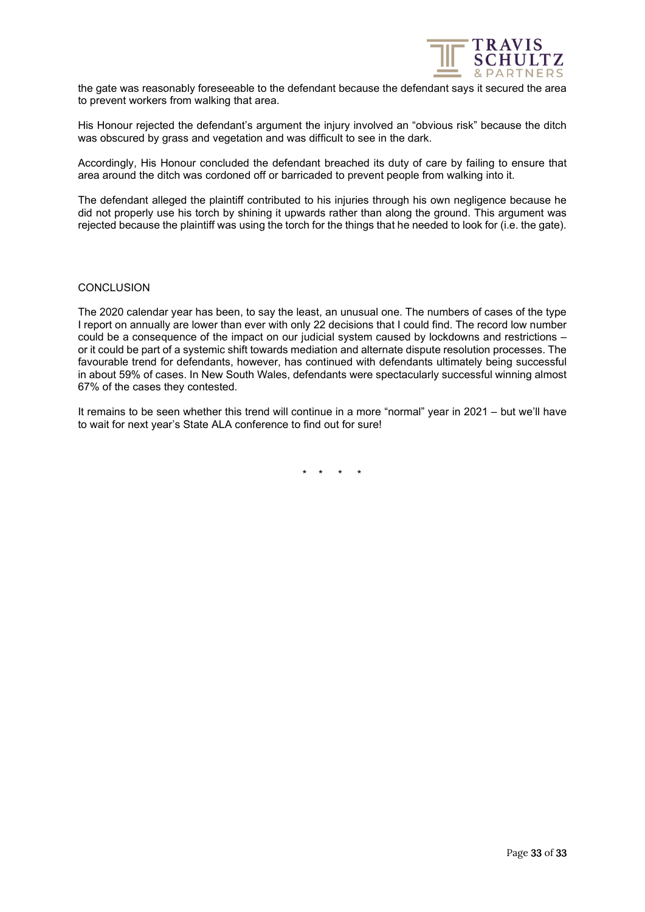the gate was reasonably foreseeable to the defendant because the defendant says it secured the area to prevent workers from walking that area.

His Honour rejected the defendant's argument the injury involved an "obvious risk" because the ditch was obscured by grass and vegetation and was difficult to see in the dark.

Accordingly, His Honour concluded the defendant breached its duty of care by failing to ensure that area around the ditch was cordoned off or barricaded to prevent people from walking into it.

The defendant alleged the plaintiff contributed to his injuries through his own negligence because he did not properly use his torch by shining it upwards rather than along the ground. This argument was rejected because the plaintiff was using the torch for the things that he needed to look for (i.e. the gate).

## CONCLUSION

The 2020 calendar year has been, to say the least, an unusual one. The numbers of cases of the type I report on annually are lower than ever with only 22 decisions that I could find. The record low number could be a consequence of the impact on our judicial system caused by lockdowns and restrictions – or it could be part of a systemic shift towards mediation and alternate dispute resolution processes. The favourable trend for defendants, however, has continued with defendants ultimately being successful in about 59% of cases. In New South Wales, defendants were spectacularly successful winning almost 67% of the cases they contested.

It remains to be seen whether this trend will continue in a more "normal" year in 2021 – but we'll have to wait for next year's State ALA conference to find out for sure!

\* \* \* \*